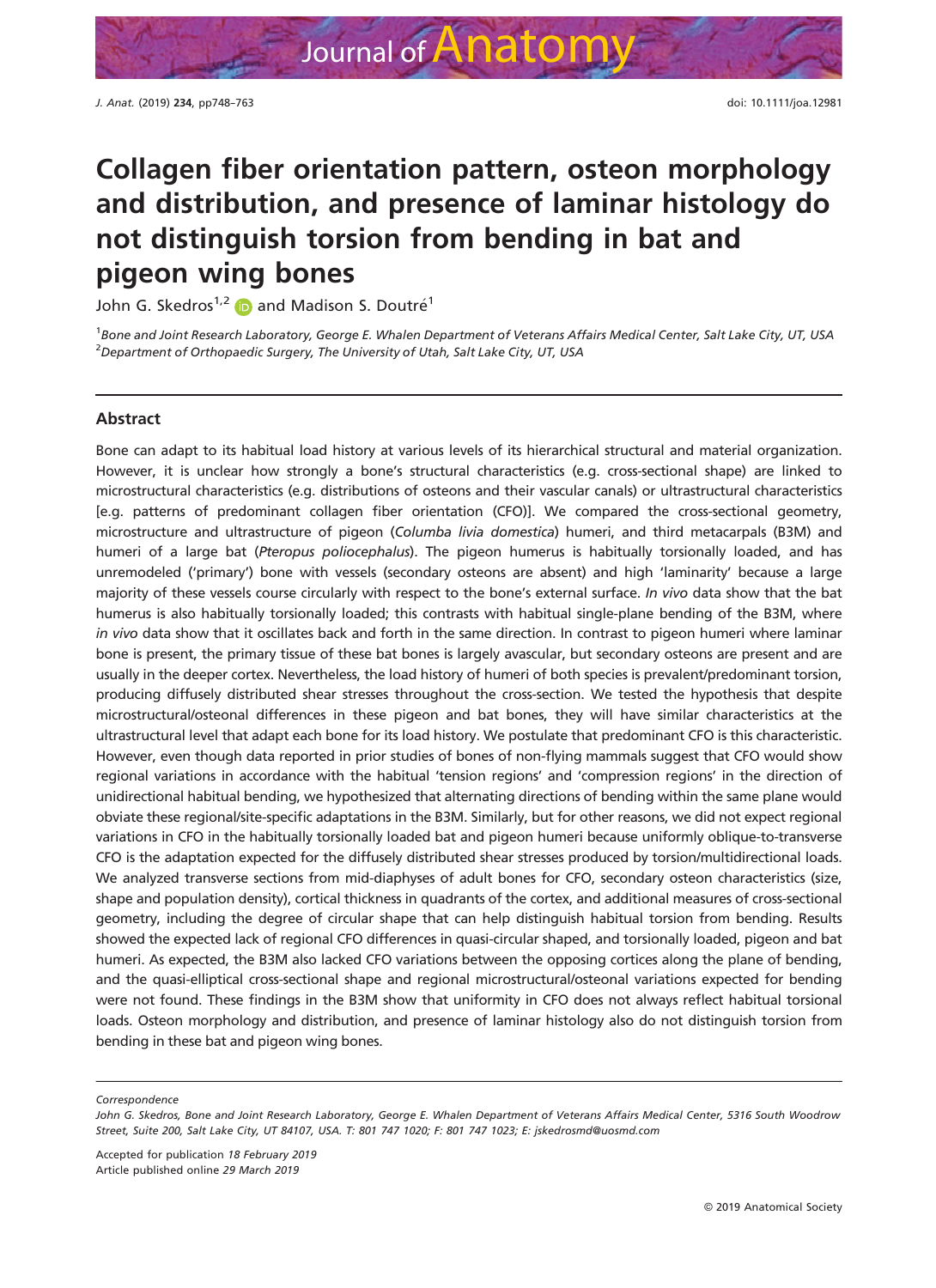# Collagen fiber orientation pattern, osteon morphology and distribution, and presence of laminar histology do not distinguish torsion from bending in bat and pigeon wing bones

John G. Skedros[1,2] and Madison S. Doutré[1]

[1]*Bone and Joint Research Laboratory, George E. Whalen Department of Veterans Affairs Medical Center, Salt Lake City, UT, USA*
[2]*Department of Orthopaedic Surgery, The University of Utah, Salt Lake City, UT, USA*

## Abstract

Bone can adapt to its habitual load history at various levels of its hierarchical structural and material organization. However, it is unclear how strongly a bone's structural characteristics (e.g. cross-sectional shape) are linked to microstructural characteristics (e.g. distributions of osteons and their vascular canals) or ultrastructural characteristics [e.g. patterns of predominant collagen fiber orientation (CFO)]. We compared the cross-sectional geometry, microstructure and ultrastructure of pigeon (*Columba livia domestica*) humeri, and third metacarpals (B3M) and humeri of a large bat (*Pteropus poliocephalus*). The pigeon humerus is habitually torsionally loaded, and has unremodeled ('primary') bone with vessels (secondary osteons are absent) and high 'laminarity' because a large majority of these vessels course circularly with respect to the bone's external surface. *In vivo* data show that the bat humerus is also habitually torsionally loaded; this contrasts with habitual single-plane bending of the B3M, where *in vivo* data show that it oscillates back and forth in the same direction. In contrast to pigeon humeri where laminar bone is present, the primary tissue of these bat bones is largely avascular, but secondary osteons are present and are usually in the deeper cortex. Nevertheless, the load history of humeri of both species is prevalent/predominant torsion, producing diffusely distributed shear stresses throughout the cross-section. We tested the hypothesis that despite microstructural/osteonal differences in these pigeon and bat bones, they will have similar characteristics at the ultrastructural level that adapt each bone for its load history. We postulate that predominant CFO is this characteristic. However, even though data reported in prior studies of bones of non-flying mammals suggest that CFO would show regional variations in accordance with the habitual 'tension regions' and 'compression regions' in the direction of unidirectional habitual bending, we hypothesized that alternating directions of bending within the same plane would obviate these regional/site-specific adaptations in the B3M. Similarly, but for other reasons, we did not expect regional variations in CFO in the habitually torsionally loaded bat and pigeon humeri because uniformly oblique-to-transverse CFO is the adaptation expected for the diffusely distributed shear stresses produced by torsion/multidirectional loads. We analyzed transverse sections from mid-diaphyses of adult bones for CFO, secondary osteon characteristics (size, shape and population density), cortical thickness in quadrants of the cortex, and additional measures of cross-sectional geometry, including the degree of circular shape that can help distinguish habitual torsion from bending. Results showed the expected lack of regional CFO differences in quasi-circular shaped, and torsionally loaded, pigeon and bat humeri. As expected, the B3M also lacked CFO variations between the opposing cortices along the plane of bending, and the quasi-elliptical cross-sectional shape and regional microstructural/osteonal variations expected for bending were not found. These findings in the B3M show that uniformity in CFO does not always reflect habitual torsional loads. Osteon morphology and distribution, and presence of laminar histology also do not distinguish torsion from bending in these bat and pigeon wing bones.

*Correspondence*
*John G. Skedros, Bone and Joint Research Laboratory, George E. Whalen Department of Veterans Affairs Medical Center, 5316 South Woodrow Street, Suite 200, Salt Lake City, UT 84107, USA. T: 801 747 1020; F: 801 747 1023; E: jskedrosmd@uosmd.com*

Accepted for publication *18 February 2019*
Article published online *29 March 2019*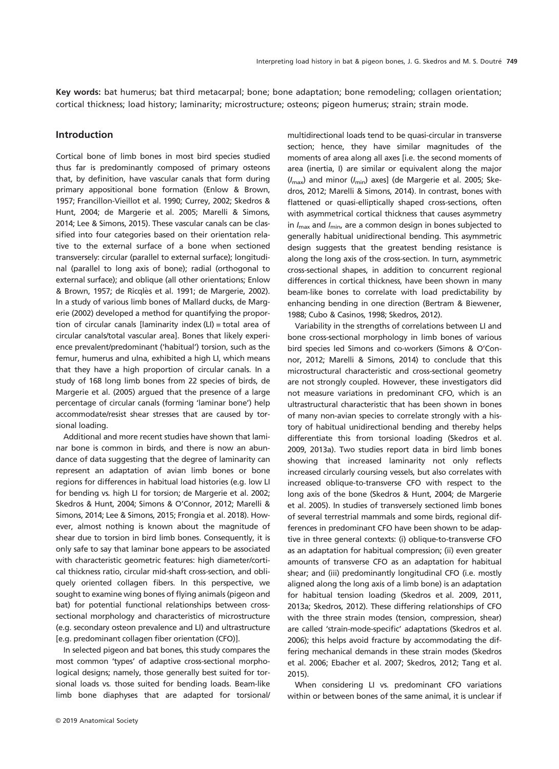**Key words:** bat humerus; bat third metacarpal; bone; bone adaptation; bone remodeling; collagen orientation; cortical thickness; load history; laminarity; microstructure; osteons; pigeon humerus; strain; strain mode.

## Introduction

Cortical bone of limb bones in most bird species studied thus far is predominantly composed of primary osteons that, by definition, have vascular canals that form during primary appositional bone formation (Enlow & Brown, 1957; Francillon-Vieillot et al. 1990; Currey, 2002; Skedros & Hunt, 2004; de Margerie et al. 2005; Marelli & Simons, 2014; Lee & Simons, 2015). These vascular canals can be classified into four categories based on their orientation relative to the external surface of a bone when sectioned transversely: circular (parallel to external surface); longitudinal (parallel to long axis of bone); radial (orthogonal to external surface); and oblique (all other orientations; Enlow & Brown, 1957; de Ricqlès et al. 1991; de Margerie, 2002). In a study of various limb bones of Mallard ducks, de Margerie (2002) developed a method for quantifying the proportion of circular canals [laminarity index (LI) = total area of circular canals/total vascular area]. Bones that likely experience prevalent/predominant ('habitual') torsion, such as the femur, humerus and ulna, exhibited a high LI, which means that they have a high proportion of circular canals. In a study of 168 long limb bones from 22 species of birds, de Margerie et al. (2005) argued that the presence of a large percentage of circular canals (forming 'laminar bone') help accommodate/resist shear stresses that are caused by torsional loading.

Additional and more recent studies have shown that laminar bone is common in birds, and there is now an abundance of data suggesting that the degree of laminarity can represent an adaptation of avian limb bones or bone regions for differences in habitual load histories (e.g. low LI for bending vs. high LI for torsion; de Margerie et al. 2002; Skedros & Hunt, 2004; Simons & O'Connor, 2012; Marelli & Simons, 2014; Lee & Simons, 2015; Frongia et al. 2018). However, almost nothing is known about the magnitude of shear due to torsion in bird limb bones. Consequently, it is only safe to say that laminar bone appears to be associated with characteristic geometric features: high diameter/cortical thickness ratio, circular mid-shaft cross-section, and obliquely oriented collagen fibers. In this perspective, we sought to examine wing bones of flying animals (pigeon and bat) for potential functional relationships between cross-sectional morphology and characteristics of microstructure (e.g. secondary osteon prevalence and LI) and ultrastructure [e.g. predominant collagen fiber orientation (CFO)].

In selected pigeon and bat bones, this study compares the most common 'types' of adaptive cross-sectional morphological designs; namely, those generally best suited for torsional loads vs. those suited for bending loads. Beam-like limb bone diaphyses that are adapted for torsional/multidirectional loads tend to be quasi-circular in transverse section; hence, they have similar magnitudes of the moments of area along all axes [i.e. the second moments of area (inertia, I) are similar or equivalent along the major ($I_{max}$) and minor ($I_{min}$) axes] (de Margerie et al. 2005; Skedros, 2012; Marelli & Simons, 2014). In contrast, bones with flattened or quasi-elliptically shaped cross-sections, often with asymmetrical cortical thickness that causes asymmetry in $I_{max}$ and $I_{min}$, are a common design in bones subjected to generally habitual unidirectional bending. This asymmetric design suggests that the greatest bending resistance is along the long axis of the cross-section. In turn, asymmetric cross-sectional shapes, in addition to concurrent regional differences in cortical thickness, have been shown in many beam-like bones to correlate with load predictability by enhancing bending in one direction (Bertram & Biewener, 1988; Cubo & Casinos, 1998; Skedros, 2012).

Variability in the strengths of correlations between LI and bone cross-sectional morphology in limb bones of various bird species led Simons and co-workers (Simons & O'Connor, 2012; Marelli & Simons, 2014) to conclude that this microstructural characteristic and cross-sectional geometry are not strongly coupled. However, these investigators did not measure variations in predominant CFO, which is an ultrastructural characteristic that has been shown in bones of many non-avian species to correlate strongly with a history of habitual unidirectional bending and thereby helps differentiate this from torsional loading (Skedros et al. 2009, 2013a). Two studies report data in bird limb bones showing that increased laminarity not only reflects increased circularly coursing vessels, but also correlates with increased oblique-to-transverse CFO with respect to the long axis of the bone (Skedros & Hunt, 2004; de Margerie et al. 2005). In studies of transversely sectioned limb bones of several terrestrial mammals and some birds, regional differences in predominant CFO have been shown to be adaptive in three general contexts: (i) oblique-to-transverse CFO as an adaptation for habitual compression; (ii) even greater amounts of transverse CFO as an adaptation for habitual shear; and (iii) predominantly longitudinal CFO (i.e. mostly aligned along the long axis of a limb bone) is an adaptation for habitual tension loading (Skedros et al. 2009, 2011, 2013a; Skedros, 2012). These differing relationships of CFO with the three strain modes (tension, compression, shear) are called 'strain-mode-specific' adaptations (Skedros et al. 2006); this helps avoid fracture by accommodating the differing mechanical demands in these strain modes (Skedros et al. 2006; Ebacher et al. 2007; Skedros, 2012; Tang et al. 2015).

When considering LI vs. predominant CFO variations within or between bones of the same animal, it is unclear if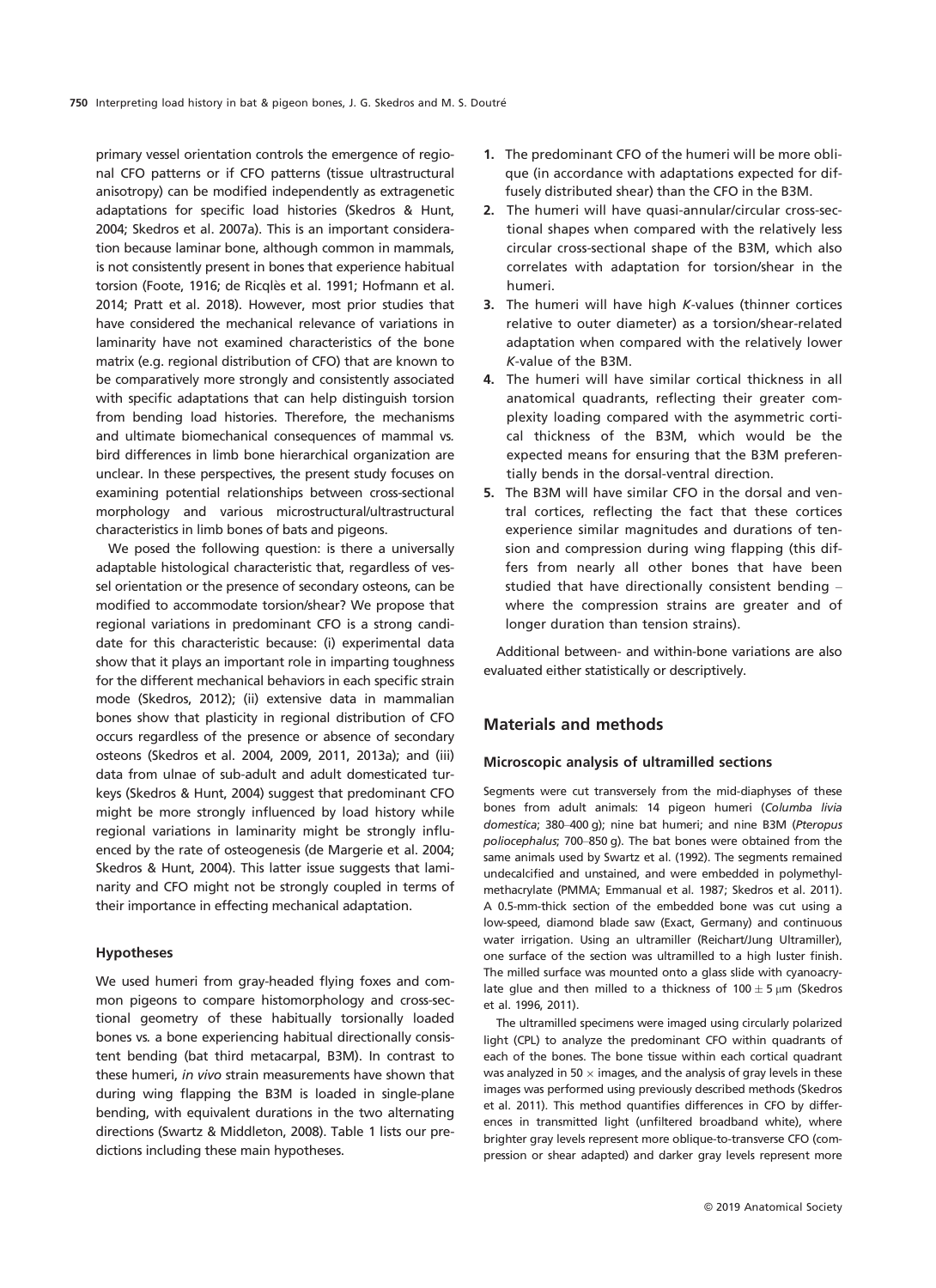primary vessel orientation controls the emergence of regional CFO patterns or if CFO patterns (tissue ultrastructural anisotropy) can be modified independently as extragenetic adaptations for specific load histories (Skedros & Hunt, 2004; Skedros et al. 2007a). This is an important consideration because laminar bone, although common in mammals, is not consistently present in bones that experience habitual torsion (Foote, 1916; de Ricqlès et al. 1991; Hofmann et al. 2014; Pratt et al. 2018). However, most prior studies that have considered the mechanical relevance of variations in laminarity have not examined characteristics of the bone matrix (e.g. regional distribution of CFO) that are known to be comparatively more strongly and consistently associated with specific adaptations that can help distinguish torsion from bending load histories. Therefore, the mechanisms and ultimate biomechanical consequences of mammal vs. bird differences in limb bone hierarchical organization are unclear. In these perspectives, the present study focuses on examining potential relationships between cross-sectional morphology and various microstructural/ultrastructural characteristics in limb bones of bats and pigeons.

We posed the following question: is there a universally adaptable histological characteristic that, regardless of vessel orientation or the presence of secondary osteons, can be modified to accommodate torsion/shear? We propose that regional variations in predominant CFO is a strong candidate for this characteristic because: (i) experimental data show that it plays an important role in imparting toughness for the different mechanical behaviors in each specific strain mode (Skedros, 2012); (ii) extensive data in mammalian bones show that plasticity in regional distribution of CFO occurs regardless of the presence or absence of secondary osteons (Skedros et al. 2004, 2009, 2011, 2013a); and (iii) data from ulnae of sub-adult and adult domesticated turkeys (Skedros & Hunt, 2004) suggest that predominant CFO might be more strongly influenced by load history while regional variations in laminarity might be strongly influenced by the rate of osteogenesis (de Margerie et al. 2004; Skedros & Hunt, 2004). This latter issue suggests that laminarity and CFO might not be strongly coupled in terms of their importance in effecting mechanical adaptation.

### Hypotheses

We used humeri from gray-headed flying foxes and common pigeons to compare histomorphology and cross-sectional geometry of these habitually torsionally loaded bones vs. a bone experiencing habitual directionally consistent bending (bat third metacarpal, B3M). In contrast to these humeri, *in vivo* strain measurements have shown that during wing flapping the B3M is loaded in single-plane bending, with equivalent durations in the two alternating directions (Swartz & Middleton, 2008). Table 1 lists our predictions including these main hypotheses.

1. The predominant CFO of the humeri will be more oblique (in accordance with adaptations expected for diffusely distributed shear) than the CFO in the B3M.
2. The humeri will have quasi-annular/circular cross-sectional shapes when compared with the relatively less circular cross-sectional shape of the B3M, which also correlates with adaptation for torsion/shear in the humeri.
3. The humeri will have high *K*-values (thinner cortices relative to outer diameter) as a torsion/shear-related adaptation when compared with the relatively lower *K*-value of the B3M.
4. The humeri will have similar cortical thickness in all anatomical quadrants, reflecting their greater complexity loading compared with the asymmetric cortical thickness of the B3M, which would be the expected means for ensuring that the B3M preferentially bends in the dorsal-ventral direction.
5. The B3M will have similar CFO in the dorsal and ventral cortices, reflecting the fact that these cortices experience similar magnitudes and durations of tension and compression during wing flapping (this differs from nearly all other bones that have been studied that have directionally consistent bending – where the compression strains are greater and of longer duration than tension strains).

Additional between- and within-bone variations are also evaluated either statistically or descriptively.

## Materials and methods

### Microscopic analysis of ultramilled sections

Segments were cut transversely from the mid-diaphyses of these bones from adult animals: 14 pigeon humeri (*Columba livia domestica*; 380–400 g); nine bat humeri; and nine B3M (*Pteropus poliocephalus*; 700–850 g). The bat bones were obtained from the same animals used by Swartz et al. (1992). The segments remained undecalcified and unstained, and were embedded in polymethylmethacrylate (PMMA; Emmanual et al. 1987; Skedros et al. 2011). A 0.5-mm-thick section of the embedded bone was cut using a low-speed, diamond blade saw (Exact, Germany) and continuous water irrigation. Using an ultramiller (Reichart/Jung Ultramiller), one surface of the section was ultramilled to a high luster finish. The milled surface was mounted onto a glass slide with cyanoacrylate glue and then milled to a thickness of $100 \pm 5$ μm (Skedros et al. 1996, 2011).

The ultramilled specimens were imaged using circularly polarized light (CPL) to analyze the predominant CFO within quadrants of each of the bones. The bone tissue within each cortical quadrant was analyzed in $50\times$ images, and the analysis of gray levels in these images was performed using previously described methods (Skedros et al. 2011). This method quantifies differences in CFO by differences in transmitted light (unfiltered broadband white), where brighter gray levels represent more oblique-to-transverse CFO (compression or shear adapted) and darker gray levels represent more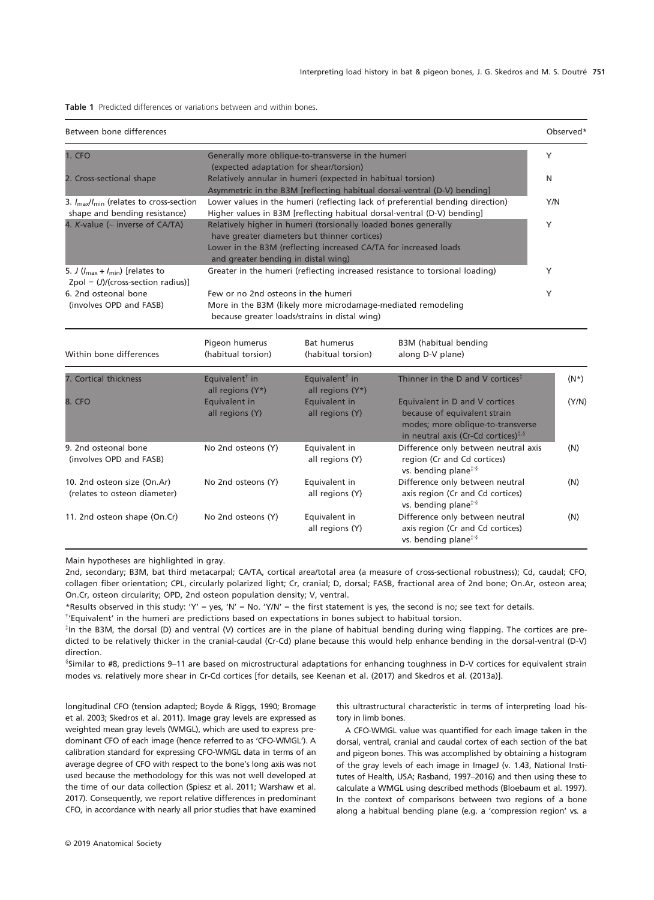**Table 1** Predicted differences or variations between and within bones.

| Between bone differences | | | | Observed* |
|---|---|---|---|---|
| 1. CFO | Generally more oblique-to-transverse in the humeri (expected adaptation for shear/torsion) | | | Y |
| 2. Cross-sectional shape | Relatively annular in humeri (expected in habitual torsion) Asymmetric in the B3M [reflecting habitual dorsal-ventral (D-V) bending] | | | N |
| 3. $I_{max}/I_{min}$ (relates to cross-section shape and bending resistance) | Lower values in the humeri (reflecting lack of preferential bending direction) Higher values in B3M [reflecting habitual dorsal-ventral (D-V) bending] | | | Y/N |
| 4. *K*-value (~ inverse of CA/TA) | Relatively higher in humeri (torsionally loaded bones generally have greater diameters but thinner cortices) Lower in the B3M (reflecting increased CA/TA for increased loads and greater bending in distal wing) | | | Y |
| 5. $J$ ($I_{max}$ + $I_{min}$) [relates to Zpol = ($J$)/(cross-section radius)] | Greater in the humeri (reflecting increased resistance to torsional loading) | | | Y |
| 6. 2nd osteonal bone (involves OPD and FASB) | Few or no 2nd osteons in the humeri More in the B3M (likely more microdamage-mediated remodeling because greater loads/strains in distal wing) | | | Y |
| **Within bone differences** | **Pigeon humerus (habitual torsion)** | **Bat humerus (habitual torsion)** | **B3M (habitual bending along D-V plane)** | |
| 7. Cortical thickness | Equivalent[†] in all regions (Y*) | Equivalent[†] in all regions (Y*) | Thinner in the D and V cortices[‡] | (N*) |
| 8. CFO | Equivalent in all regions (Y) | Equivalent in all regions (Y) | Equivalent in D and V cortices because of equivalent strain modes; more oblique-to-transverse in neutral axis (Cr-Cd cortices)[‡,§] | (Y/N) |
| 9. 2nd osteonal bone (involves OPD and FASB) | No 2nd osteons (Y) | Equivalent in all regions (Y) | Difference only between neutral axis region (Cr and Cd cortices) vs. bending plane[‡,§] | (N) |
| 10. 2nd osteon size (On.Ar) (relates to osteon diameter) | No 2nd osteons (Y) | Equivalent in all regions (Y) | Difference only between neutral axis region (Cr and Cd cortices) vs. bending plane[‡,§] | (N) |
| 11. 2nd osteon shape (On.Cr) | No 2nd osteons (Y) | Equivalent in all regions (Y) | Difference only between neutral axis region (Cr and Cd cortices) vs. bending plane[‡,§] | (N) |

Main hypotheses are highlighted in gray.

2nd, secondary; B3M, bat third metacarpal; CA/TA, cortical area/total area (a measure of cross-sectional robustness); Cd, caudal; CFO, collagen fiber orientation; CPL, circularly polarized light; Cr, cranial; D, dorsal; FASB, fractional area of 2nd bone; On.Ar, osteon area; On.Cr, osteon circularity; OPD, 2nd osteon population density; V, ventral.

*Results observed in this study: 'Y' = yes, 'N' = No. 'Y/N' = the first statement is yes, the second is no; see text for details.

†'Equivalent' in the humeri are predictions based on expectations in bones subject to habitual torsion.

‡In the B3M, the dorsal (D) and ventral (V) cortices are in the plane of habitual bending during wing flapping. The cortices are predicted to be relatively thicker in the cranial-caudal (Cr-Cd) plane because this would help enhance bending in the dorsal-ventral (D-V) direction.

§Similar to #8, predictions 9–11 are based on microstructural adaptations for enhancing toughness in D-V cortices for equivalent strain modes vs. relatively more shear in Cr-Cd cortices [for details, see Keenan et al. (2017) and Skedros et al. (2013a)].

longitudinal CFO (tension adapted; Boyde & Riggs, 1990; Bromage et al. 2003; Skedros et al. 2011). Image gray levels are expressed as weighted mean gray levels (WMGL), which are used to express predominant CFO of each image (hence referred to as 'CFO-WMGL'). A calibration standard for expressing CFO-WMGL data in terms of an average degree of CFO with respect to the bone's long axis was not used because the methodology for this was not well developed at the time of our data collection (Spiesz et al. 2011; Warshaw et al. 2017). Consequently, we report relative differences in predominant CFO, in accordance with nearly all prior studies that have examined this ultrastructural characteristic in terms of interpreting load history in limb bones.

A CFO-WMGL value was quantified for each image taken in the dorsal, ventral, cranial and caudal cortex of each section of the bat and pigeon bones. This was accomplished by obtaining a histogram of the gray levels of each image in ImageJ (v. 1.43, National Institutes of Health, USA; Rasband, 1997–2016) and then using these to calculate a WMGL using described methods (Bloebaum et al. 1997). In the context of comparisons between two regions of a bone along a habitual bending plane (e.g. a 'compression region' vs. a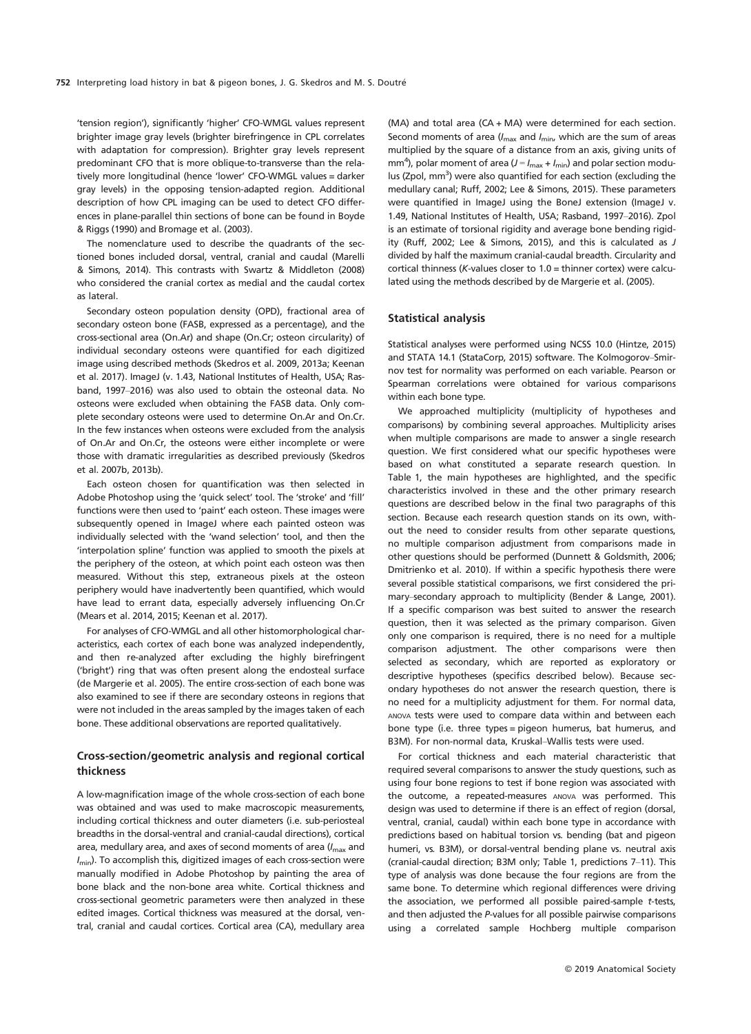'tension region'), significantly 'higher' CFO-WMGL values represent brighter image gray levels (brighter birefringence in CPL correlates with adaptation for compression). Brighter gray levels represent predominant CFO that is more oblique-to-transverse than the relatively more longitudinal (hence 'lower' CFO-WMGL values = darker gray levels) in the opposing tension-adapted region. Additional description of how CPL imaging can be used to detect CFO differences in plane-parallel thin sections of bone can be found in Boyde & Riggs (1990) and Bromage et al. (2003).

The nomenclature used to describe the quadrants of the sectioned bones included dorsal, ventral, cranial and caudal (Marelli & Simons, 2014). This contrasts with Swartz & Middleton (2008) who considered the cranial cortex as medial and the caudal cortex as lateral.

Secondary osteon population density (OPD), fractional area of secondary osteon bone (FASB, expressed as a percentage), and the cross-sectional area (On.Ar) and shape (On.Cr; osteon circularity) of individual secondary osteons were quantified for each digitized image using described methods (Skedros et al. 2009, 2013a; Keenan et al. 2017). ImageJ (v. 1.43, National Institutes of Health, USA; Rasband, 1997–2016) was also used to obtain the osteonal data. No osteons were excluded when obtaining the FASB data. Only complete secondary osteons were used to determine On.Ar and On.Cr. In the few instances when osteons were excluded from the analysis of On.Ar and On.Cr, the osteons were either incomplete or were those with dramatic irregularities as described previously (Skedros et al. 2007b, 2013b).

Each osteon chosen for quantification was then selected in Adobe Photoshop using the 'quick select' tool. The 'stroke' and 'fill' functions were then used to 'paint' each osteon. These images were subsequently opened in ImageJ where each painted osteon was individually selected with the 'wand selection' tool, and then the 'interpolation spline' function was applied to smooth the pixels at the periphery of the osteon, at which point each osteon was then measured. Without this step, extraneous pixels at the osteon periphery would have inadvertently been quantified, which would have lead to errant data, especially adversely influencing On.Cr (Mears et al. 2014, 2015; Keenan et al. 2017).

For analyses of CFO-WMGL and all other histomorphological characteristics, each cortex of each bone was analyzed independently, and then re-analyzed after excluding the highly birefringent ('bright') ring that was often present along the endosteal surface (de Margerie et al. 2005). The entire cross-section of each bone was also examined to see if there are secondary osteons in regions that were not included in the areas sampled by the images taken of each bone. These additional observations are reported qualitatively.

### Cross-section/geometric analysis and regional cortical thickness

A low-magnification image of the whole cross-section of each bone was obtained and was used to make macroscopic measurements, including cortical thickness and outer diameters (i.e. sub-periosteal breadths in the dorsal-ventral and cranial-caudal directions), cortical area, medullary area, and axes of second moments of area ($I_{max}$ and $I_{min}$). To accomplish this, digitized images of each cross-section were manually modified in Adobe Photoshop by painting the area of bone black and the non-bone area white. Cortical thickness and cross-sectional geometric parameters were then analyzed in these edited images. Cortical thickness was measured at the dorsal, ventral, cranial and caudal cortices. Cortical area (CA), medullary area (MA) and total area (CA + MA) were determined for each section. Second moments of area ($I_{max}$ and $I_{min}$, which are the sum of areas multiplied by the square of a distance from an axis, giving units of $mm^4$), polar moment of area ($J = I_{max} + I_{min}$) and polar section modulus (Zpol, $mm^3$) were also quantified for each section (excluding the medullary canal; Ruff, 2002; Lee & Simons, 2015). These parameters were quantified in ImageJ using the BoneJ extension (ImageJ v. 1.49, National Institutes of Health, USA; Rasband, 1997–2016). Zpol is an estimate of torsional rigidity and average bone bending rigidity (Ruff, 2002; Lee & Simons, 2015), and this is calculated as $J$ divided by half the maximum cranial-caudal breadth. Circularity and cortical thinness ($K$-values closer to 1.0 = thinner cortex) were calculated using the methods described by de Margerie et al. (2005).

### Statistical analysis

Statistical analyses were performed using NCSS 10.0 (Hintze, 2015) and STATA 14.1 (StataCorp, 2015) software. The Kolmogorov–Smirnov test for normality was performed on each variable. Pearson or Spearman correlations were obtained for various comparisons within each bone type.

We approached multiplicity (multiplicity of hypotheses and comparisons) by combining several approaches. Multiplicity arises when multiple comparisons are made to answer a single research question. We first considered what our specific hypotheses were based on what constituted a separate research question. In Table 1, the main hypotheses are highlighted, and the specific characteristics involved in these and the other primary research questions are described below in the final two paragraphs of this section. Because each research question stands on its own, without the need to consider results from other separate questions, no multiple comparison adjustment from comparisons made in other questions should be performed (Dunnett & Goldsmith, 2006; Dmitrienko et al. 2010). If within a specific hypothesis there were several possible statistical comparisons, we first considered the primary–secondary approach to multiplicity (Bender & Lange, 2001). If a specific comparison was best suited to answer the research question, then it was selected as the primary comparison. Given only one comparison is required, there is no need for a multiple comparison adjustment. The other comparisons were then selected as secondary, which are reported as exploratory or descriptive hypotheses (specifics described below). Because secondary hypotheses do not answer the research question, there is no need for a multiplicity adjustment for them. For normal data, ANOVA tests were used to compare data within and between each bone type (i.e. three types = pigeon humerus, bat humerus, and B3M). For non-normal data, Kruskal–Wallis tests were used.

For cortical thickness and each material characteristic that required several comparisons to answer the study questions, such as using four bone regions to test if bone region was associated with the outcome, a repeated-measures ANOVA was performed. This design was used to determine if there is an effect of region (dorsal, ventral, cranial, caudal) within each bone type in accordance with predictions based on habitual torsion vs. bending (bat and pigeon humeri, vs. B3M), or dorsal-ventral bending plane vs. neutral axis (cranial-caudal direction; B3M only; Table 1, predictions 7–11). This type of analysis was done because the four regions are from the same bone. To determine which regional differences were driving the association, we performed all possible paired-sample $t$-tests, and then adjusted the $P$-values for all possible pairwise comparisons using a correlated sample Hochberg multiple comparison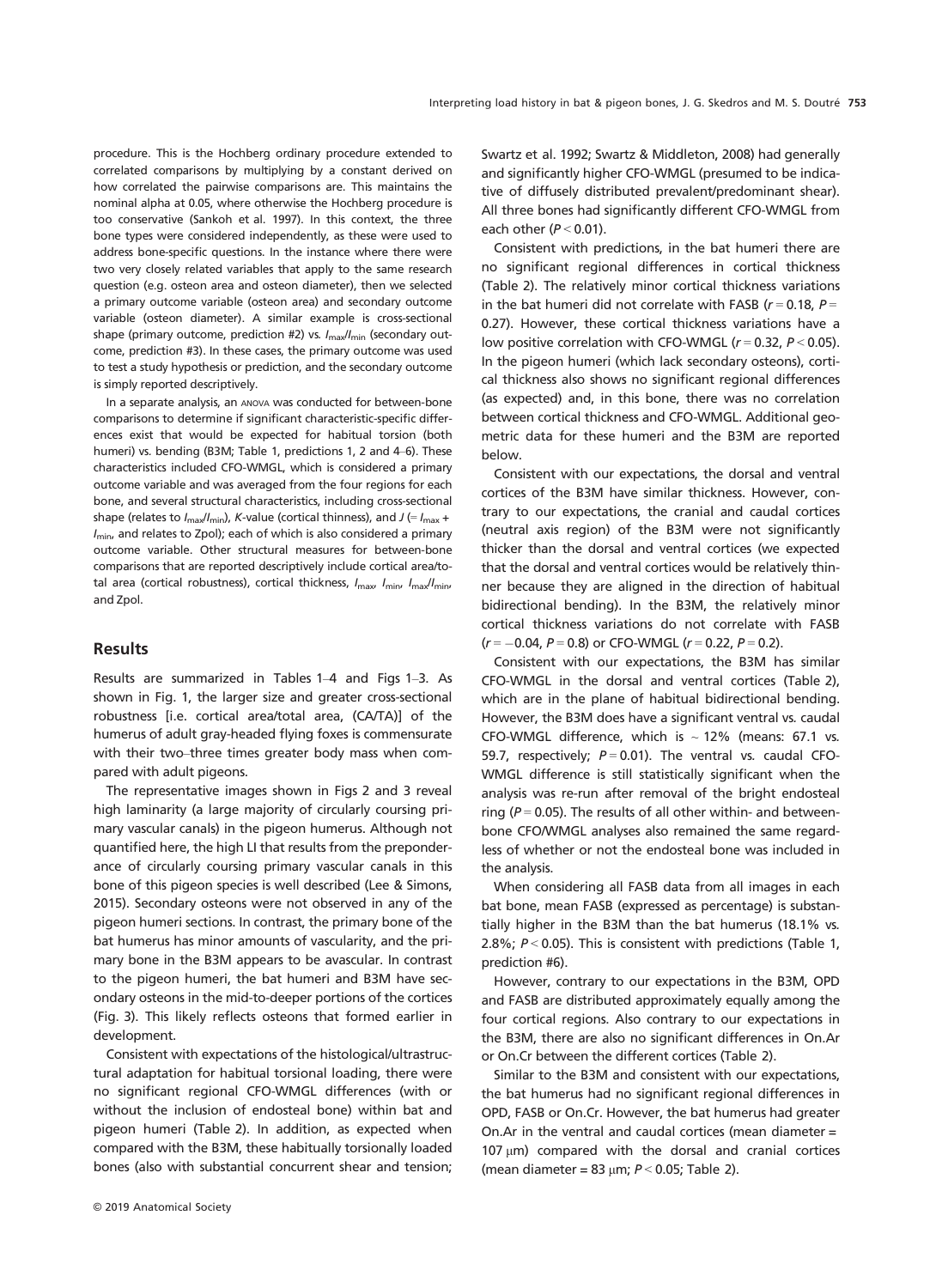procedure. This is the Hochberg ordinary procedure extended to correlated comparisons by multiplying by a constant derived on how correlated the pairwise comparisons are. This maintains the nominal alpha at 0.05, where otherwise the Hochberg procedure is too conservative (Sankoh et al. 1997). In this context, the three bone types were considered independently, as these were used to address bone-specific questions. In the instance where there were two very closely related variables that apply to the same research question (e.g. osteon area and osteon diameter), then we selected a primary outcome variable (osteon area) and secondary outcome variable (osteon diameter). A similar example is cross-sectional shape (primary outcome, prediction #2) vs. $I_{max}/I_{min}$ (secondary outcome, prediction #3). In these cases, the primary outcome was used to test a study hypothesis or prediction, and the secondary outcome is simply reported descriptively.

In a separate analysis, an ANOVA was conducted for between-bone comparisons to determine if significant characteristic-specific differences exist that would be expected for habitual torsion (both humeri) vs. bending (B3M; Table 1, predictions 1, 2 and 4–6). These characteristics included CFO-WMGL, which is considered a primary outcome variable and was averaged from the four regions for each bone, and several structural characteristics, including cross-sectional shape (relates to $I_{max}/I_{min}$), *K*-value (cortical thinness), and $J$ (= $I_{max}$ + $I_{min}$, and relates to Zpol); each of which is also considered a primary outcome variable. Other structural measures for between-bone comparisons that are reported descriptively include cortical area/total area (cortical robustness), cortical thickness, $I_{max}$, $I_{min}$, $I_{max}/I_{min}$, and Zpol.

## Results

Results are summarized in Tables 1–4 and Figs 1–3. As shown in Fig. 1, the larger size and greater cross-sectional robustness [i.e. cortical area/total area, (CA/TA)] of the humerus of adult gray-headed flying foxes is commensurate with their two–three times greater body mass when compared with adult pigeons.

The representative images shown in Figs 2 and 3 reveal high laminarity (a large majority of circularly coursing primary vascular canals) in the pigeon humerus. Although not quantified here, the high LI that results from the preponderance of circularly coursing primary vascular canals in this bone of this pigeon species is well described (Lee & Simons, 2015). Secondary osteons were not observed in any of the pigeon humeri sections. In contrast, the primary bone of the bat humerus has minor amounts of vascularity, and the primary bone in the B3M appears to be avascular. In contrast to the pigeon humeri, the bat humeri and B3M have secondary osteons in the mid-to-deeper portions of the cortices (Fig. 3). This likely reflects osteons that formed earlier in development.

Consistent with expectations of the histological/ultrastructural adaptation for habitual torsional loading, there were no significant regional CFO-WMGL differences (with or without the inclusion of endosteal bone) within bat and pigeon humeri (Table 2). In addition, as expected when compared with the B3M, these habitually torsionally loaded bones (also with substantial concurrent shear and tension; Swartz et al. 1992; Swartz & Middleton, 2008) had generally and significantly higher CFO-WMGL (presumed to be indicative of diffusely distributed prevalent/predominant shear). All three bones had significantly different CFO-WMGL from each other ($P < 0.01$).

Consistent with predictions, in the bat humeri there are no significant regional differences in cortical thickness (Table 2). The relatively minor cortical thickness variations in the bat humeri did not correlate with FASB ($r = 0.18$, $P = 0.27$). However, these cortical thickness variations have a low positive correlation with CFO-WMGL ($r = 0.32$, $P < 0.05$). In the pigeon humeri (which lack secondary osteons), cortical thickness also shows no significant regional differences (as expected) and, in this bone, there was no correlation between cortical thickness and CFO-WMGL. Additional geometric data for these humeri and the B3M are reported below.

Consistent with our expectations, the dorsal and ventral cortices of the B3M have similar thickness. However, contrary to our expectations, the cranial and caudal cortices (neutral axis region) of the B3M were not significantly thicker than the dorsal and ventral cortices (we expected that the dorsal and ventral cortices would be relatively thinner because they are aligned in the direction of habitual bidirectional bending). In the B3M, the relatively minor cortical thickness variations do not correlate with FASB ($r = -0.04$, $P = 0.8$) or CFO-WMGL ($r = 0.22$, $P = 0.2$).

Consistent with our expectations, the B3M has similar CFO-WMGL in the dorsal and ventral cortices (Table 2), which are in the plane of habitual bidirectional bending. However, the B3M does have a significant ventral vs. caudal CFO-WMGL difference, which is ~ 12% (means: 67.1 vs. 59.7, respectively; $P = 0.01$). The ventral vs. caudal CFO-WMGL difference is still statistically significant when the analysis was re-run after removal of the bright endosteal ring ($P = 0.05$). The results of all other within- and between-bone CFO/WMGL analyses also remained the same regardless of whether or not the endosteal bone was included in the analysis.

When considering all FASB data from all images in each bat bone, mean FASB (expressed as percentage) is substantially higher in the B3M than the bat humerus (18.1% vs. 2.8%; $P < 0.05$). This is consistent with predictions (Table 1, prediction #6).

However, contrary to our expectations in the B3M, OPD and FASB are distributed approximately equally among the four cortical regions. Also contrary to our expectations in the B3M, there are also no significant differences in On.Ar or On.Cr between the different cortices (Table 2).

Similar to the B3M and consistent with our expectations, the bat humerus had no significant regional differences in OPD, FASB or On.Cr. However, the bat humerus had greater On.Ar in the ventral and caudal cortices (mean diameter = 107 μm) compared with the dorsal and cranial cortices (mean diameter = 83 μm; $P < 0.05$; Table 2).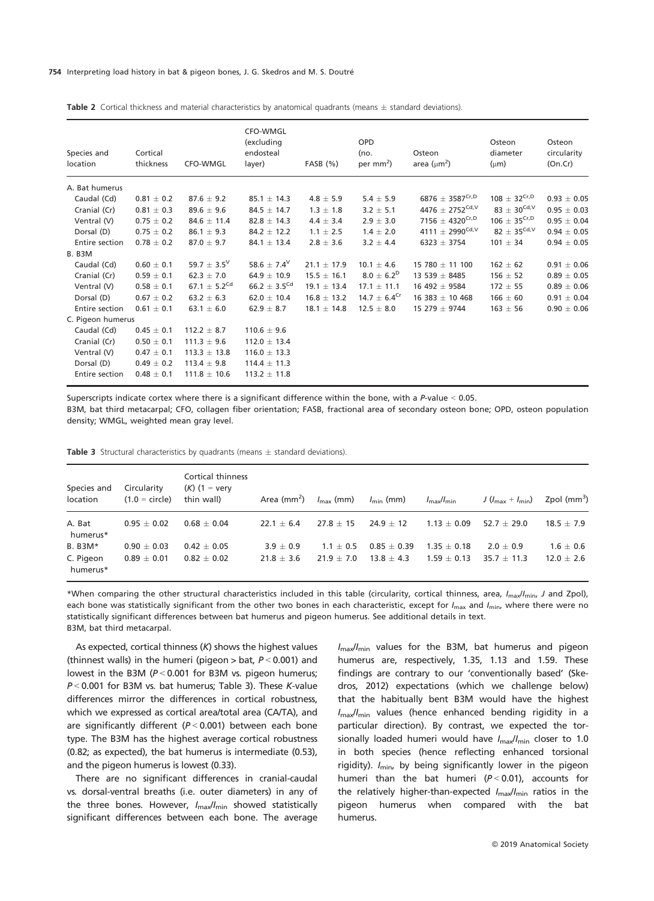**Table 2** Cortical thickness and material characteristics by anatomical quadrants (means ± standard deviations).

| Species and location | Cortical thickness | CFO-WMGL | CFO-WMGL (excluding endosteal layer) | FASB (%) | OPD (no. per mm$^2$) | Osteon area (μm$^2$) | Osteon diameter (μm) | Osteon circularity (On.Cr) |
|---|---|---|---|---|---|---|---|---|
| A. Bat humerus | | | | | | | | |
| Caudal (Cd) | 0.81 ± 0.2 | 87.6 ± 9.2 | 85.1 ± 14.3 | 4.8 ± 5.9 | 5.4 ± 5.9 | 6876 ± 3587$^{Cr,D}$ | 108 ± 32$^{Cr,D}$ | 0.93 ± 0.05 |
| Cranial (Cr) | 0.81 ± 0.3 | 89.6 ± 9.6 | 84.5 ± 14.7 | 1.3 ± 1.8 | 3.2 ± 5.1 | 4476 ± 2752$^{Cd,V}$ | 83 ± 30$^{Cd,V}$ | 0.95 ± 0.03 |
| Ventral (V) | 0.75 ± 0.2 | 84.6 ± 11.4 | 82.8 ± 14.3 | 4.4 ± 3.4 | 2.9 ± 3.0 | 7156 ± 4320$^{Cr,D}$ | 106 ± 35$^{Cr,D}$ | 0.95 ± 0.04 |
| Dorsal (D) | 0.75 ± 0.2 | 86.1 ± 9.3 | 84.2 ± 12.2 | 1.1 ± 2.5 | 1.4 ± 2.0 | 4111 ± 2990$^{Cd,V}$ | 82 ± 35$^{Cd,V}$ | 0.94 ± 0.05 |
| Entire section | 0.78 ± 0.2 | 87.0 ± 9.7 | 84.1 ± 13.4 | 2.8 ± 3.6 | 3.2 ± 4.4 | 6323 ± 3754 | 101 ± 34 | 0.94 ± 0.05 |
| B. B3M | | | | | | | | |
| Caudal (Cd) | 0.60 ± 0.1 | 59.7 ± 3.5$^{V}$ | 58.6 ± 7.4$^{V}$ | 21.1 ± 17.9 | 10.1 ± 4.6 | 15 780 ± 11 100 | 162 ± 62 | 0.91 ± 0.06 |
| Cranial (Cr) | 0.59 ± 0.1 | 62.3 ± 7.0 | 64.9 ± 10.9 | 15.5 ± 16.1 | 8.0 ± 6.2$^{D}$ | 13 539 ± 8485 | 156 ± 52 | 0.89 ± 0.05 |
| Ventral (V) | 0.58 ± 0.1 | 67.1 ± 5.2$^{Cd}$ | 66.2 ± 3.5$^{Cd}$ | 19.1 ± 13.4 | 17.1 ± 11.1 | 16 492 ± 9584 | 172 ± 55 | 0.89 ± 0.06 |
| Dorsal (D) | 0.67 ± 0.2 | 63.2 ± 6.3 | 62.0 ± 10.4 | 16.8 ± 13.2 | 14.7 ± 6.4$^{Cr}$ | 16 383 ± 10 468 | 166 ± 60 | 0.91 ± 0.04 |
| Entire section | 0.61 ± 0.1 | 63.1 ± 6.0 | 62.9 ± 8.7 | 18.1 ± 14.8 | 12.5 ± 8.0 | 15 279 ± 9744 | 163 ± 56 | 0.90 ± 0.06 |
| C. Pigeon humerus | | | | | | | | |
| Caudal (Cd) | 0.45 ± 0.1 | 112.2 ± 8.7 | 110.6 ± 9.6 | | | | | |
| Cranial (Cr) | 0.50 ± 0.1 | 111.3 ± 9.6 | 112.0 ± 13.4 | | | | | |
| Ventral (V) | 0.47 ± 0.1 | 113.3 ± 13.8 | 116.0 ± 13.3 | | | | | |
| Dorsal (D) | 0.49 ± 0.2 | 113.4 ± 9.8 | 114.4 ± 11.3 | | | | | |
| Entire section | 0.48 ± 0.1 | 111.8 ± 10.6 | 113.2 ± 11.8 | | | | | |

Superscripts indicate cortex where there is a significant difference within the bone, with a $P$-value < 0.05.
B3M, bat third metacarpal; CFO, collagen fiber orientation; FASB, fractional area of secondary osteon bone; OPD, osteon population density; WMGL, weighted mean gray level.

**Table 3** Structural characteristics by quadrants (means ± standard deviations).

| Species and location | Circularity (1.0 = circle) | Cortical thinness ($K$) (1 = very thin wall) | Area (mm$^2$) | $I_{max}$ (mm) | $I_{min}$ (mm) | $I_{max}/I_{min}$ | $J$ ($I_{max}$ + $I_{min}$) | Zpol (mm$^3$) |
|---|---|---|---|---|---|---|---|---|
| A. Bat humerus* | 0.95 ± 0.02 | 0.68 ± 0.04 | 22.1 ± 6.4 | 27.8 ± 15 | 24.9 ± 12 | 1.13 ± 0.09 | 52.7 ± 29.0 | 18.5 ± 7.9 |
| B. B3M* | 0.90 ± 0.03 | 0.42 ± 0.05 | 3.9 ± 0.9 | 1.1 ± 0.5 | 0.85 ± 0.39 | 1.35 ± 0.18 | 2.0 ± 0.9 | 1.6 ± 0.6 |
| C. Pigeon humerus* | 0.89 ± 0.01 | 0.82 ± 0.02 | 21.8 ± 3.6 | 21.9 ± 7.0 | 13.8 ± 4.3 | 1.59 ± 0.13 | 35.7 ± 11.3 | 12.0 ± 2.6 |

*When comparing the other structural characteristics included in this table (circularity, cortical thinness, area, $I_{max}/I_{min}$, $J$ and Zpol), each bone was statistically significant from the other two bones in each characteristic, except for $I_{max}$ and $I_{min}$, where there were no statistically significant differences between bat humerus and pigeon humerus. See additional details in text.
B3M, bat third metacarpal.

As expected, cortical thinness ($K$) shows the highest values (thinnest walls) in the humeri (pigeon > bat, $P < 0.001$) and lowest in the B3M ($P < 0.001$ for B3M vs. pigeon humerus; $P < 0.001$ for B3M vs. bat humerus; Table 3). These $K$-value differences mirror the differences in cortical robustness, which we expressed as cortical area/total area (CA/TA), and are significantly different ($P < 0.001$) between each bone type. The B3M has the highest average cortical robustness (0.82; as expected), the bat humerus is intermediate (0.53), and the pigeon humerus is lowest (0.33).

There are no significant differences in cranial-caudal vs. dorsal-ventral breaths (i.e. outer diameters) in any of the three bones. However, $I_{max}/I_{min}$ showed statistically significant differences between each bone. The average $I_{max}/I_{min}$ values for the B3M, bat humerus and pigeon humerus are, respectively, 1.35, 1.13 and 1.59. These findings are contrary to our 'conventionally based' (Skedros, 2012) expectations (which we challenge below) that the habitually bent B3M would have the highest $I_{max}/I_{min}$ values (hence enhanced bending rigidity in a particular direction). By contrast, we expected the torsionally loaded humeri would have $I_{max}/I_{min}$ closer to 1.0 in both species (hence reflecting enhanced torsional rigidity). $I_{min}$, by being significantly lower in the pigeon humeri than the bat humeri ($P < 0.01$), accounts for the relatively higher-than-expected $I_{max}/I_{min}$ ratios in the pigeon humerus when compared with the bat humerus.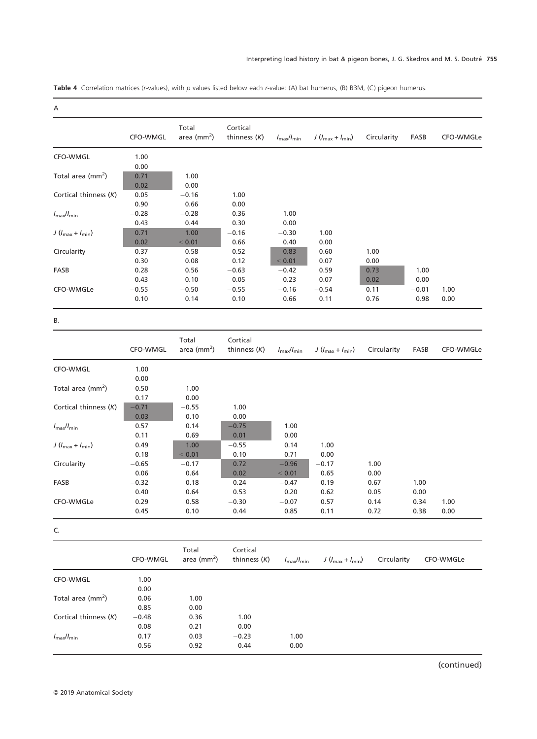**Table 4** Correlation matrices (*r*-values), with *p* values listed below each *r*-value: (A) bat humerus, (B) B3M, (C) pigeon humerus.

A

| | CFO-WMGL | Total area ($mm^2$) | Cortical thinness (*K*) | $I_{max}/I_{min}$ | $J$ ($I_{max}+I_{min}$) | Circularity | FASB | CFO-WMGLe |
|---|---|---|---|---|---|---|---|---|
| CFO-WMGL | 1.00 | | | | | | | |
| | 0.00 | | | | | | | |
| Total area ($mm^2$) | 0.71 | 1.00 | | | | | | |
| | 0.02 | 0.00 | | | | | | |
| Cortical thinness (*K*) | 0.05 | −0.16 | 1.00 | | | | | |
| | 0.90 | 0.66 | 0.00 | | | | | |
| $I_{max}/I_{min}$ | −0.28 | −0.28 | 0.36 | 1.00 | | | | |
| | 0.43 | 0.44 | 0.30 | 0.00 | | | | |
| $J$ ($I_{max}+I_{min}$) | 0.71 | 1.00 | −0.16 | −0.30 | 1.00 | | | |
| | 0.02 | < 0.01 | 0.66 | 0.40 | 0.00 | | | |
| Circularity | 0.37 | 0.58 | −0.52 | −0.83 | 0.60 | 1.00 | | |
| | 0.30 | 0.08 | 0.12 | < 0.01 | 0.07 | 0.00 | | |
| FASB | 0.28 | 0.56 | −0.63 | −0.42 | 0.59 | 0.73 | 1.00 | |
| | 0.43 | 0.10 | 0.05 | 0.23 | 0.07 | 0.02 | 0.00 | |
| CFO-WMGLe | −0.55 | −0.50 | −0.55 | −0.16 | −0.54 | 0.11 | −0.01 | 1.00 |
| | 0.10 | 0.14 | 0.10 | 0.66 | 0.11 | 0.76 | 0.98 | 0.00 |

B.

| | CFO-WMGL | Total area ($mm^2$) | Cortical thinness (*K*) | $I_{max}/I_{min}$ | $J$ ($I_{max}+I_{min}$) | Circularity | FASB | CFO-WMGLe |
|---|---|---|---|---|---|---|---|---|
| CFO-WMGL | 1.00 | | | | | | | |
| | 0.00 | | | | | | | |
| Total area ($mm^2$) | 0.50 | 1.00 | | | | | | |
| | 0.17 | 0.00 | | | | | | |
| Cortical thinness (*K*) | −0.71 | −0.55 | 1.00 | | | | | |
| | 0.03 | 0.10 | 0.00 | | | | | |
| $I_{max}/I_{min}$ | 0.57 | 0.14 | −0.75 | 1.00 | | | | |
| | 0.11 | 0.69 | 0.01 | 0.00 | | | | |
| $J$ ($I_{max}+I_{min}$) | 0.49 | 1.00 | −0.55 | 0.14 | 1.00 | | | |
| | 0.18 | < 0.01 | 0.10 | 0.71 | 0.00 | | | |
| Circularity | −0.65 | −0.17 | 0.72 | −0.96 | −0.17 | 1.00 | | |
| | 0.06 | 0.64 | 0.02 | < 0.01 | 0.65 | 0.00 | | |
| FASB | −0.32 | 0.18 | 0.24 | −0.47 | 0.19 | 0.67 | 1.00 | |
| | 0.40 | 0.64 | 0.53 | 0.20 | 0.62 | 0.05 | 0.00 | |
| CFO-WMGLe | 0.29 | 0.58 | −0.30 | −0.07 | 0.57 | 0.14 | 0.34 | 1.00 |
| | 0.45 | 0.10 | 0.44 | 0.85 | 0.11 | 0.72 | 0.38 | 0.00 |

C.

| | CFO-WMGL | Total area ($mm^2$) | Cortical thinness (*K*) | $I_{max}/I_{min}$ | $J$ ($I_{max}+I_{min}$) | Circularity | CFO-WMGLe |
|---|---|---|---|---|---|---|---|
| CFO-WMGL | 1.00 | | | | | | |
| | 0.00 | | | | | | |
| Total area ($mm^2$) | 0.06 | 1.00 | | | | | |
| | 0.85 | 0.00 | | | | | |
| Cortical thinness (*K*) | −0.48 | 0.36 | 1.00 | | | | |
| | 0.08 | 0.21 | 0.00 | | | | |
| $I_{max}/I_{min}$ | 0.17 | 0.03 | −0.23 | 1.00 | | | |
| | 0.56 | 0.92 | 0.44 | 0.00 | | | |

(continued)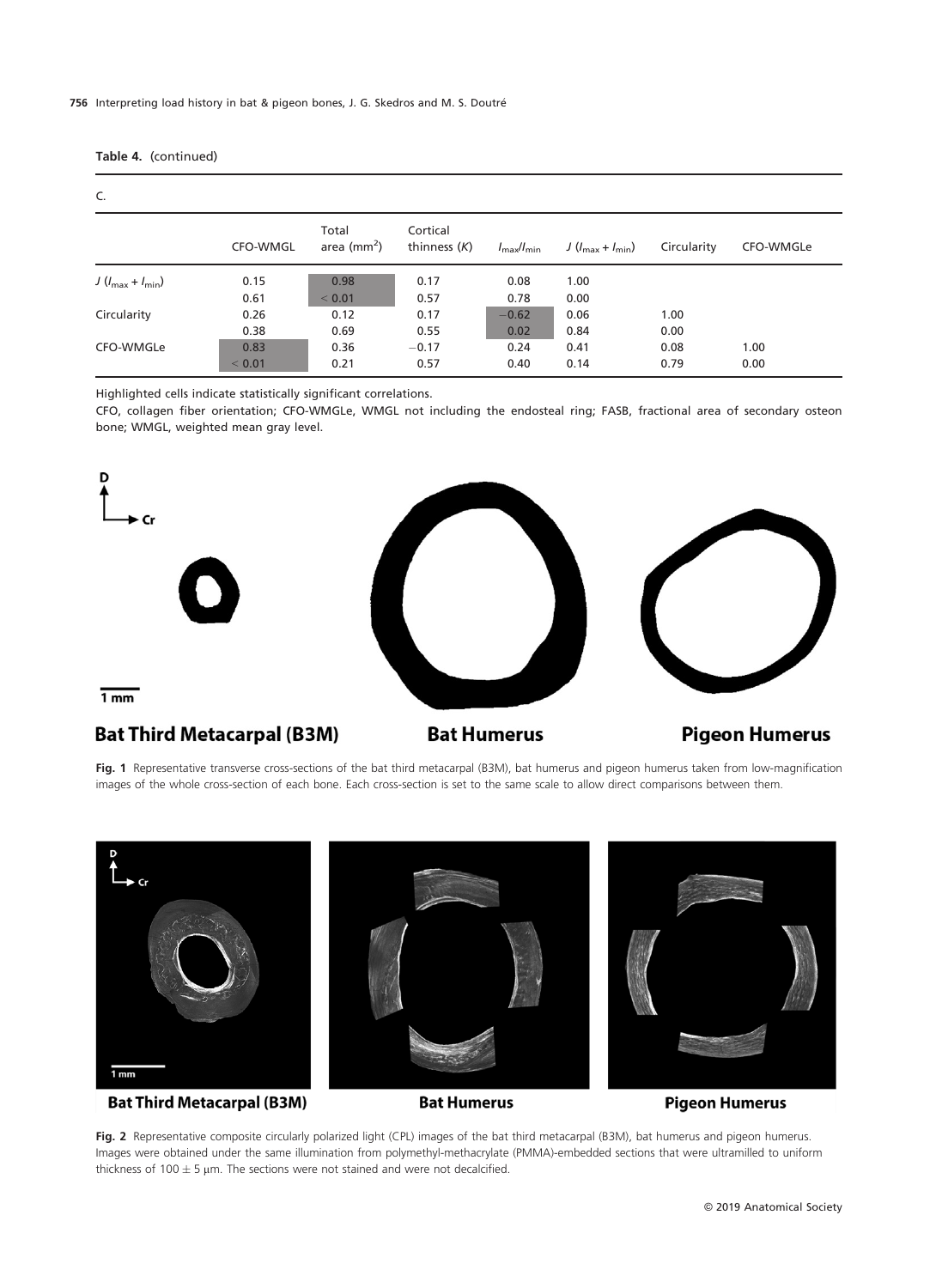**Table 4.** (continued)

C.

| | CFO-WMGL | Total area ($mm^2$) | Cortical thinness ($K$) | $I_{max}/I_{min}$ | $J$ ($I_{max}$ + $I_{min}$) | Circularity | CFO-WMGLe |
|---|---|---|---|---|---|---|---|
| $J$ ($I_{max}$ + $I_{min}$) | 0.15 | 0.98 | 0.17 | 0.08 | 1.00 | | |
| | 0.61 | < 0.01 | 0.57 | 0.78 | 0.00 | | |
| Circularity | 0.26 | 0.12 | 0.17 | −0.62 | 0.06 | 1.00 | |
| | 0.38 | 0.69 | 0.55 | 0.02 | 0.84 | 0.00 | |
| CFO-WMGLe | 0.83 | 0.36 | −0.17 | 0.24 | 0.41 | 0.08 | 1.00 |
| | < 0.01 | 0.21 | 0.57 | 0.40 | 0.14 | 0.79 | 0.00 |

Highlighted cells indicate statistically significant correlations.

CFO, collagen fiber orientation; CFO-WMGLe, WMGL not including the endosteal ring; FASB, fractional area of secondary osteon bone; WMGL, weighted mean gray level.

**Fig. 1** Representative transverse cross-sections of the bat third metacarpal (B3M), bat humerus and pigeon humerus taken from low-magnification images of the whole cross-section of each bone. Each cross-section is set to the same scale to allow direct comparisons between them.

**Fig. 2** Representative composite circularly polarized light (CPL) images of the bat third metacarpal (B3M), bat humerus and pigeon humerus. Images were obtained under the same illumination from polymethyl-methacrylate (PMMA)-embedded sections that were ultramilled to uniform thickness of 100 ± 5 μm. The sections were not stained and were not decalcified.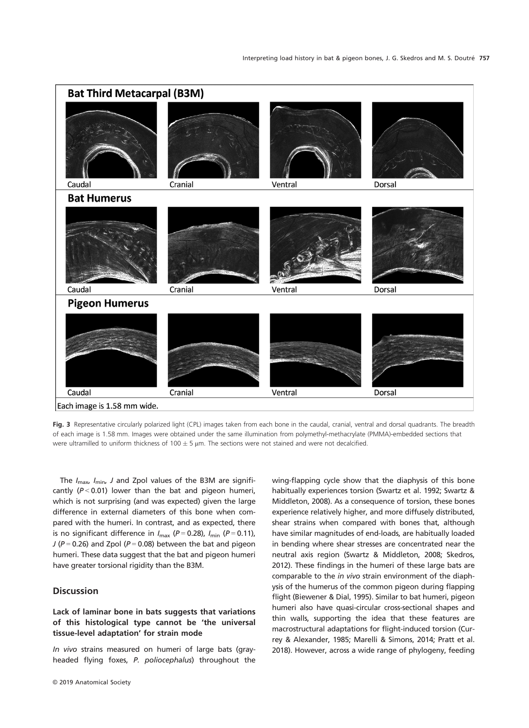Bat Third Metacarpal (B3M)

Caudal | Cranial | Ventral | Dorsal

Bat Humerus

Caudal | Cranial | Ventral | Dorsal

Pigeon Humerus

Caudal | Cranial | Ventral | Dorsal

Each image is 1.58 mm wide.

**Fig. 3** Representative circularly polarized light (CPL) images taken from each bone in the caudal, cranial, ventral and dorsal quadrants. The breadth of each image is 1.58 mm. Images were obtained under the same illumination from polymethyl-methacrylate (PMMA)-embedded sections that were ultramilled to uniform thickness of 100 ± 5 μm. The sections were not stained and were not decalcified.

The $I_{max}$, $I_{min}$, $J$ and Zpol values of the B3M are significantly ($P < 0.01$) lower than the bat and pigeon humeri, which is not surprising (and was expected) given the large difference in external diameters of this bone when compared with the humeri. In contrast, and as expected, there is no significant difference in $I_{max}$ ($P = 0.28$), $I_{min}$ ($P = 0.11$), $J$ ($P = 0.26$) and Zpol ($P = 0.08$) between the bat and pigeon humeri. These data suggest that the bat and pigeon humeri have greater torsional rigidity than the B3M.

## Discussion

### Lack of laminar bone in bats suggests that variations of this histological type cannot be 'the universal tissue-level adaptation' for strain mode

*In vivo* strains measured on humeri of large bats (gray-headed flying foxes, *P. poliocephalus*) throughout the wing-flapping cycle show that the diaphysis of this bone habitually experiences torsion (Swartz et al. 1992; Swartz & Middleton, 2008). As a consequence of torsion, these bones experience relatively higher, and more diffusely distributed, shear strains when compared with bones that, although have similar magnitudes of end-loads, are habitually loaded in bending where shear stresses are concentrated near the neutral axis region (Swartz & Middleton, 2008; Skedros, 2012). These findings in the humeri of these large bats are comparable to the *in vivo* strain environment of the diaphysis of the humerus of the common pigeon during flapping flight (Biewener & Dial, 1995). Similar to bat humeri, pigeon humeri also have quasi-circular cross-sectional shapes and thin walls, supporting the idea that these features are macrostructural adaptations for flight-induced torsion (Currey & Alexander, 1985; Marelli & Simons, 2014; Pratt et al. 2018). However, across a wide range of phylogeny, feeding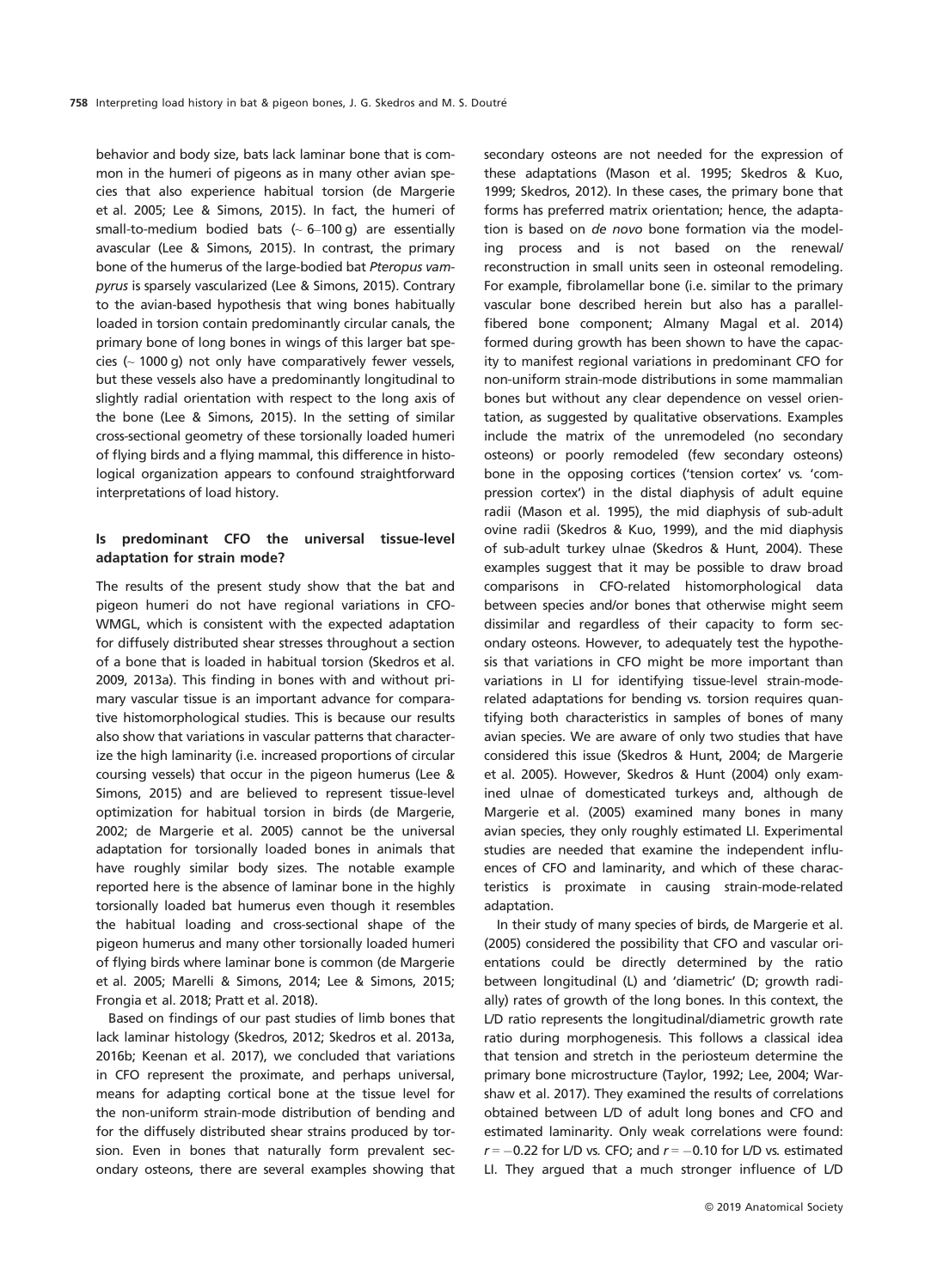behavior and body size, bats lack laminar bone that is common in the humeri of pigeons as in many other avian species that also experience habitual torsion (de Margerie et al. 2005; Lee & Simons, 2015). In fact, the humeri of small-to-medium bodied bats (~ 6–100 g) are essentially avascular (Lee & Simons, 2015). In contrast, the primary bone of the humerus of the large-bodied bat *Pteropus vampyrus* is sparsely vascularized (Lee & Simons, 2015). Contrary to the avian-based hypothesis that wing bones habitually loaded in torsion contain predominantly circular canals, the primary bone of long bones in wings of this larger bat species (~ 1000 g) not only have comparatively fewer vessels, but these vessels also have a predominantly longitudinal to slightly radial orientation with respect to the long axis of the bone (Lee & Simons, 2015). In the setting of similar cross-sectional geometry of these torsionally loaded humeri of flying birds and a flying mammal, this difference in histological organization appears to confound straightforward interpretations of load history.

### Is predominant CFO the universal tissue-level adaptation for strain mode?

The results of the present study show that the bat and pigeon humeri do not have regional variations in CFO-WMGL, which is consistent with the expected adaptation for diffusely distributed shear stresses throughout a section of a bone that is loaded in habitual torsion (Skedros et al. 2009, 2013a). This finding in bones with and without primary vascular tissue is an important advance for comparative histomorphological studies. This is because our results also show that variations in vascular patterns that characterize the high laminarity (i.e. increased proportions of circular coursing vessels) that occur in the pigeon humerus (Lee & Simons, 2015) and are believed to represent tissue-level optimization for habitual torsion in birds (de Margerie, 2002; de Margerie et al. 2005) cannot be the universal adaptation for torsionally loaded bones in animals that have roughly similar body sizes. The notable example reported here is the absence of laminar bone in the highly torsionally loaded bat humerus even though it resembles the habitual loading and cross-sectional shape of the pigeon humerus and many other torsionally loaded humeri of flying birds where laminar bone is common (de Margerie et al. 2005; Marelli & Simons, 2014; Lee & Simons, 2015; Frongia et al. 2018; Pratt et al. 2018).

Based on findings of our past studies of limb bones that lack laminar histology (Skedros, 2012; Skedros et al. 2013a, 2016b; Keenan et al. 2017), we concluded that variations in CFO represent the proximate, and perhaps universal, means for adapting cortical bone at the tissue level for the non-uniform strain-mode distribution of bending and for the diffusely distributed shear strains produced by torsion. Even in bones that naturally form prevalent secondary osteons, there are several examples showing that secondary osteons are not needed for the expression of these adaptations (Mason et al. 1995; Skedros & Kuo, 1999; Skedros, 2012). In these cases, the primary bone that forms has preferred matrix orientation; hence, the adaptation is based on *de novo* bone formation via the modeling process and is not based on the renewal/reconstruction in small units seen in osteonal remodeling. For example, fibrolamellar bone (i.e. similar to the primary vascular bone described herein but also has a parallel-fibered bone component; Almany Magal et al. 2014) formed during growth has been shown to have the capacity to manifest regional variations in predominant CFO for non-uniform strain-mode distributions in some mammalian bones but without any clear dependence on vessel orientation, as suggested by qualitative observations. Examples include the matrix of the unremodeled (no secondary osteons) or poorly remodeled (few secondary osteons) bone in the opposing cortices ('tension cortex' vs. 'compression cortex') in the distal diaphysis of adult equine radii (Mason et al. 1995), the mid diaphysis of sub-adult ovine radii (Skedros & Kuo, 1999), and the mid diaphysis of sub-adult turkey ulnae (Skedros & Hunt, 2004). These examples suggest that it may be possible to draw broad comparisons in CFO-related histomorphological data between species and/or bones that otherwise might seem dissimilar and regardless of their capacity to form secondary osteons. However, to adequately test the hypothesis that variations in CFO might be more important than variations in LI for identifying tissue-level strain-mode-related adaptations for bending vs. torsion requires quantifying both characteristics in samples of bones of many avian species. We are aware of only two studies that have considered this issue (Skedros & Hunt, 2004; de Margerie et al. 2005). However, Skedros & Hunt (2004) only examined ulnae of domesticated turkeys and, although de Margerie et al. (2005) examined many bones in many avian species, they only roughly estimated LI. Experimental studies are needed that examine the independent influences of CFO and laminarity, and which of these characteristics is proximate in causing strain-mode-related adaptation.

In their study of many species of birds, de Margerie et al. (2005) considered the possibility that CFO and vascular orientations could be directly determined by the ratio between longitudinal (L) and 'diametric' (D; growth radially) rates of growth of the long bones. In this context, the L/D ratio represents the longitudinal/diametric growth rate ratio during morphogenesis. This follows a classical idea that tension and stretch in the periosteum determine the primary bone microstructure (Taylor, 1992; Lee, 2004; Warshaw et al. 2017). They examined the results of correlations obtained between L/D of adult long bones and CFO and estimated laminarity. Only weak correlations were found: $r = -0.22$ for L/D vs. CFO; and $r = -0.10$ for L/D vs. estimated LI. They argued that a much stronger influence of L/D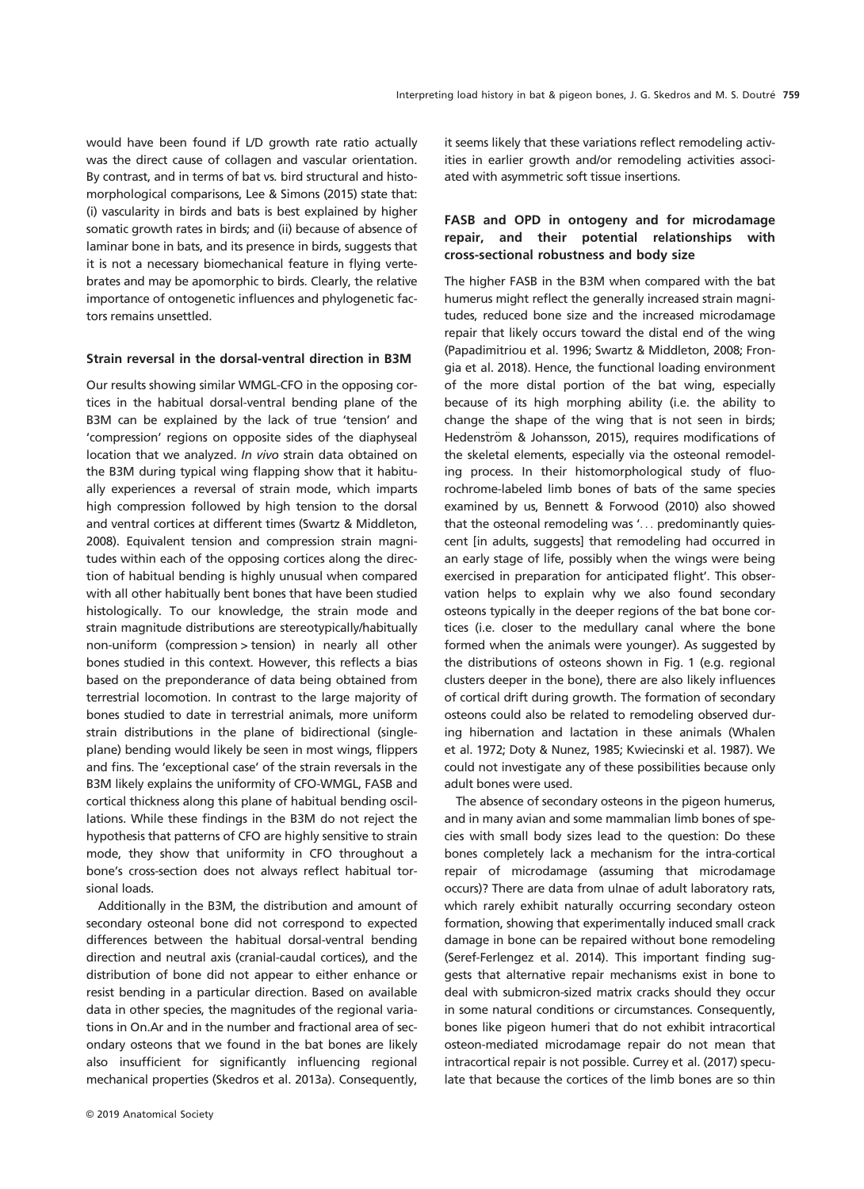would have been found if L/D growth rate ratio actually was the direct cause of collagen and vascular orientation. By contrast, and in terms of bat vs. bird structural and histomorphological comparisons, Lee & Simons (2015) state that: (i) vascularity in birds and bats is best explained by higher somatic growth rates in birds; and (ii) because of absence of laminar bone in bats, and its presence in birds, suggests that it is not a necessary biomechanical feature in flying vertebrates and may be apomorphic to birds. Clearly, the relative importance of ontogenetic influences and phylogenetic factors remains unsettled.

### Strain reversal in the dorsal-ventral direction in B3M

Our results showing similar WMGL-CFO in the opposing cortices in the habitual dorsal-ventral bending plane of the B3M can be explained by the lack of true 'tension' and 'compression' regions on opposite sides of the diaphyseal location that we analyzed. *In vivo* strain data obtained on the B3M during typical wing flapping show that it habitually experiences a reversal of strain mode, which imparts high compression followed by high tension to the dorsal and ventral cortices at different times (Swartz & Middleton, 2008). Equivalent tension and compression strain magnitudes within each of the opposing cortices along the direction of habitual bending is highly unusual when compared with all other habitually bent bones that have been studied histologically. To our knowledge, the strain mode and strain magnitude distributions are stereotypically/habitually non-uniform (compression > tension) in nearly all other bones studied in this context. However, this reflects a bias based on the preponderance of data being obtained from terrestrial locomotion. In contrast to the large majority of bones studied to date in terrestrial animals, more uniform strain distributions in the plane of bidirectional (single-plane) bending would likely be seen in most wings, flippers and fins. The 'exceptional case' of the strain reversals in the B3M likely explains the uniformity of CFO-WMGL, FASB and cortical thickness along this plane of habitual bending oscillations. While these findings in the B3M do not reject the hypothesis that patterns of CFO are highly sensitive to strain mode, they show that uniformity in CFO throughout a bone's cross-section does not always reflect habitual torsional loads.

Additionally in the B3M, the distribution and amount of secondary osteonal bone did not correspond to expected differences between the habitual dorsal-ventral bending direction and neutral axis (cranial-caudal cortices), and the distribution of bone did not appear to either enhance or resist bending in a particular direction. Based on available data in other species, the magnitudes of the regional variations in On.Ar and in the number and fractional area of secondary osteons that we found in the bat bones are likely also insufficient for significantly influencing regional mechanical properties (Skedros et al. 2013a). Consequently, it seems likely that these variations reflect remodeling activities in earlier growth and/or remodeling activities associated with asymmetric soft tissue insertions.

### FASB and OPD in ontogeny and for microdamage repair, and their potential relationships with cross-sectional robustness and body size

The higher FASB in the B3M when compared with the bat humerus might reflect the generally increased strain magnitudes, reduced bone size and the increased microdamage repair that likely occurs toward the distal end of the wing (Papadimitriou et al. 1996; Swartz & Middleton, 2008; Frongia et al. 2018). Hence, the functional loading environment of the more distal portion of the bat wing, especially because of its high morphing ability (i.e. the ability to change the shape of the wing that is not seen in birds; Hedenström & Johansson, 2015), requires modifications of the skeletal elements, especially via the osteonal remodeling process. In their histomorphological study of fluorochrome-labeled limb bones of bats of the same species examined by us, Bennett & Forwood (2010) also showed that the osteonal remodeling was '… predominantly quiescent [in adults, suggests] that remodeling had occurred in an early stage of life, possibly when the wings were being exercised in preparation for anticipated flight'. This observation helps to explain why we also found secondary osteons typically in the deeper regions of the bat bone cortices (i.e. closer to the medullary canal where the bone formed when the animals were younger). As suggested by the distributions of osteons shown in Fig. 1 (e.g. regional clusters deeper in the bone), there are also likely influences of cortical drift during growth. The formation of secondary osteons could also be related to remodeling observed during hibernation and lactation in these animals (Whalen et al. 1972; Doty & Nunez, 1985; Kwiecinski et al. 1987). We could not investigate any of these possibilities because only adult bones were used.

The absence of secondary osteons in the pigeon humerus, and in many avian and some mammalian limb bones of species with small body sizes lead to the question: Do these bones completely lack a mechanism for the intra-cortical repair of microdamage (assuming that microdamage occurs)? There are data from ulnae of adult laboratory rats, which rarely exhibit naturally occurring secondary osteon formation, showing that experimentally induced small crack damage in bone can be repaired without bone remodeling (Seref-Ferlengez et al. 2014). This important finding suggests that alternative repair mechanisms exist in bone to deal with submicron-sized matrix cracks should they occur in some natural conditions or circumstances. Consequently, bones like pigeon humeri that do not exhibit intracortical osteon-mediated microdamage repair do not mean that intracortical repair is not possible. Currey et al. (2017) speculate that because the cortices of the limb bones are so thin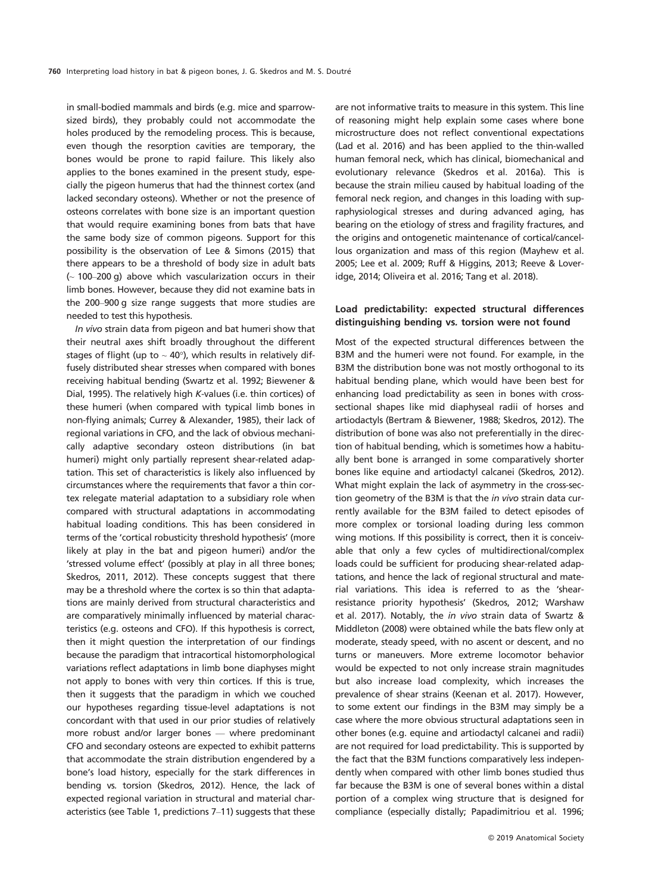in small-bodied mammals and birds (e.g. mice and sparrow-sized birds), they probably could not accommodate the holes produced by the remodeling process. This is because, even though the resorption cavities are temporary, the bones would be prone to rapid failure. This likely also applies to the bones examined in the present study, especially the pigeon humerus that had the thinnest cortex (and lacked secondary osteons). Whether or not the presence of osteons correlates with bone size is an important question that would require examining bones from bats that have the same body size of common pigeons. Support for this possibility is the observation of Lee & Simons (2015) that there appears to be a threshold of body size in adult bats (~ 100–200 g) above which vascularization occurs in their limb bones. However, because they did not examine bats in the 200–900 g size range suggests that more studies are needed to test this hypothesis.

*In vivo* strain data from pigeon and bat humeri show that their neutral axes shift broadly throughout the different stages of flight (up to ~ 40°), which results in relatively diffusely distributed shear stresses when compared with bones receiving habitual bending (Swartz et al. 1992; Biewener & Dial, 1995). The relatively high *K*-values (i.e. thin cortices) of these humeri (when compared with typical limb bones in non-flying animals; Currey & Alexander, 1985), their lack of regional variations in CFO, and the lack of obvious mechanically adaptive secondary osteon distributions (in bat humeri) might only partially represent shear-related adaptation. This set of characteristics is likely also influenced by circumstances where the requirements that favor a thin cortex relegate material adaptation to a subsidiary role when compared with structural adaptations in accommodating habitual loading conditions. This has been considered in terms of the 'cortical robusticity threshold hypothesis' (more likely at play in the bat and pigeon humeri) and/or the 'stressed volume effect' (possibly at play in all three bones; Skedros, 2011, 2012). These concepts suggest that there may be a threshold where the cortex is so thin that adaptations are mainly derived from structural characteristics and are comparatively minimally influenced by material characteristics (e.g. osteons and CFO). If this hypothesis is correct, then it might question the interpretation of our findings because the paradigm that intracortical histomorphological variations reflect adaptations in limb bone diaphyses might not apply to bones with very thin cortices. If this is true, then it suggests that the paradigm in which we couched our hypotheses regarding tissue-level adaptations is not concordant with that used in our prior studies of relatively more robust and/or larger bones — where predominant CFO and secondary osteons are expected to exhibit patterns that accommodate the strain distribution engendered by a bone's load history, especially for the stark differences in bending vs. torsion (Skedros, 2012). Hence, the lack of expected regional variation in structural and material characteristics (see Table 1, predictions 7–11) suggests that these are not informative traits to measure in this system. This line of reasoning might help explain some cases where bone microstructure does not reflect conventional expectations (Lad et al. 2016) and has been applied to the thin-walled human femoral neck, which has clinical, biomechanical and evolutionary relevance (Skedros et al. 2016a). This is because the strain milieu caused by habitual loading of the femoral neck region, and changes in this loading with supraphysiological stresses and during advanced aging, has bearing on the etiology of stress and fragility fractures, and the origins and ontogenetic maintenance of cortical/cancellous organization and mass of this region (Mayhew et al. 2005; Lee et al. 2009; Ruff & Higgins, 2013; Reeve & Loveridge, 2014; Oliveira et al. 2016; Tang et al. 2018).

## Load predictability: expected structural differences distinguishing bending vs. torsion were not found

Most of the expected structural differences between the B3M and the humeri were not found. For example, in the B3M the distribution bone was not mostly orthogonal to its habitual bending plane, which would have been best for enhancing load predictability as seen in bones with cross-sectional shapes like mid diaphyseal radii of horses and artiodactyls (Bertram & Biewener, 1988; Skedros, 2012). The distribution of bone was also not preferentially in the direction of habitual bending, which is sometimes how a habitually bent bone is arranged in some comparatively shorter bones like equine and artiodactyl calcanei (Skedros, 2012). What might explain the lack of asymmetry in the cross-section geometry of the B3M is that the *in vivo* strain data currently available for the B3M failed to detect episodes of more complex or torsional loading during less common wing motions. If this possibility is correct, then it is conceivable that only a few cycles of multidirectional/complex loads could be sufficient for producing shear-related adaptations, and hence the lack of regional structural and material variations. This idea is referred to as the 'shear-resistance priority hypothesis' (Skedros, 2012; Warshaw et al. 2017). Notably, the *in vivo* strain data of Swartz & Middleton (2008) were obtained while the bats flew only at moderate, steady speed, with no ascent or descent, and no turns or maneuvers. More extreme locomotor behavior would be expected to not only increase strain magnitudes but also increase load complexity, which increases the prevalence of shear strains (Keenan et al. 2017). However, to some extent our findings in the B3M may simply be a case where the more obvious structural adaptations seen in other bones (e.g. equine and artiodactyl calcanei and radii) are not required for load predictability. This is supported by the fact that the B3M functions comparatively less independently when compared with other limb bones studied thus far because the B3M is one of several bones within a distal portion of a complex wing structure that is designed for compliance (especially distally; Papadimitriou et al. 1996;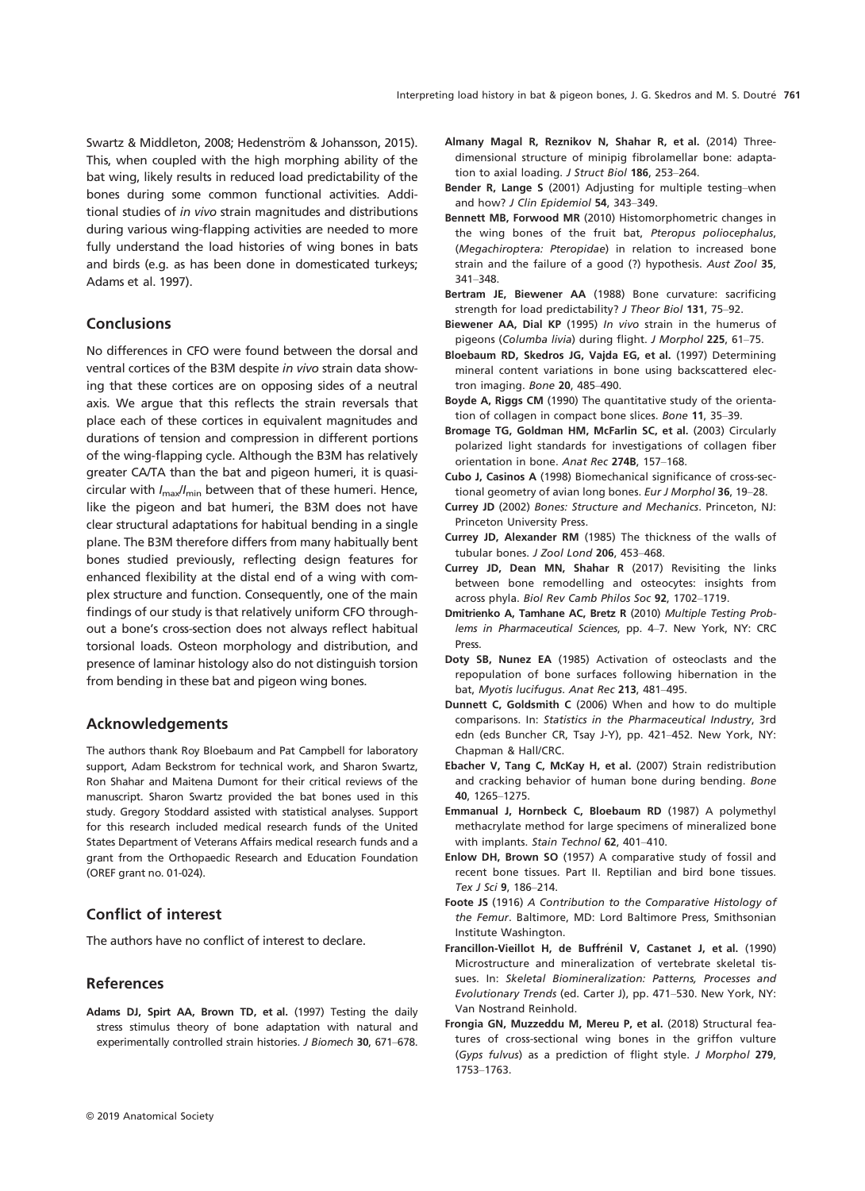Swartz & Middleton, 2008; Hedenström & Johansson, 2015). This, when coupled with the high morphing ability of the bat wing, likely results in reduced load predictability of the bones during some common functional activities. Additional studies of *in vivo* strain magnitudes and distributions during various wing-flapping activities are needed to more fully understand the load histories of wing bones in bats and birds (e.g. as has been done in domesticated turkeys; Adams et al. 1997).

## Conclusions

No differences in CFO were found between the dorsal and ventral cortices of the B3M despite *in vivo* strain data showing that these cortices are on opposing sides of a neutral axis. We argue that this reflects the strain reversals that place each of these cortices in equivalent magnitudes and durations of tension and compression in different portions of the wing-flapping cycle. Although the B3M has relatively greater CA/TA than the bat and pigeon humeri, it is quasi-circular with $I_{max}/I_{min}$ between that of these humeri. Hence, like the pigeon and bat humeri, the B3M does not have clear structural adaptations for habitual bending in a single plane. The B3M therefore differs from many habitually bent bones studied previously, reflecting design features for enhanced flexibility at the distal end of a wing with complex structure and function. Consequently, one of the main findings of our study is that relatively uniform CFO throughout a bone's cross-section does not always reflect habitual torsional loads. Osteon morphology and distribution, and presence of laminar histology also do not distinguish torsion from bending in these bat and pigeon wing bones.

## Acknowledgements

The authors thank Roy Bloebaum and Pat Campbell for laboratory support, Adam Beckstrom for technical work, and Sharon Swartz, Ron Shahar and Maitena Dumont for their critical reviews of the manuscript. Sharon Swartz provided the bat bones used in this study. Gregory Stoddard assisted with statistical analyses. Support for this research included medical research funds of the United States Department of Veterans Affairs medical research funds and a grant from the Orthopaedic Research and Education Foundation (OREF grant no. 01-024).

## Conflict of interest

The authors have no conflict of interest to declare.

## References

**Adams DJ, Spirt AA, Brown TD, et al.** (1997) Testing the daily stress stimulus theory of bone adaptation with natural and experimentally controlled strain histories. *J Biomech* **30**, 671–678.

**Almany Magal R, Reznikov N, Shahar R, et al.** (2014) Three-dimensional structure of minipig fibrolamellar bone: adaptation to axial loading. *J Struct Biol* **186**, 253–264.

**Bender R, Lange S** (2001) Adjusting for multiple testing–when and how? *J Clin Epidemiol* **54**, 343–349.

**Bennett MB, Forwood MR** (2010) Histomorphometric changes in the wing bones of the fruit bat, *Pteropus poliocephalus*, (*Megachiroptera: Pteropidae*) in relation to increased bone strain and the failure of a good (?) hypothesis. *Aust Zool* **35**, 341–348.

**Bertram JE, Biewener AA** (1988) Bone curvature: sacrificing strength for load predictability? *J Theor Biol* **131**, 75–92.

**Biewener AA, Dial KP** (1995) *In vivo* strain in the humerus of pigeons (*Columba livia*) during flight. *J Morphol* **225**, 61–75.

**Bloebaum RD, Skedros JG, Vajda EG, et al.** (1997) Determining mineral content variations in bone using backscattered electron imaging. *Bone* **20**, 485–490.

**Boyde A, Riggs CM** (1990) The quantitative study of the orientation of collagen in compact bone slices. *Bone* **11**, 35–39.

**Bromage TG, Goldman HM, McFarlin SC, et al.** (2003) Circularly polarized light standards for investigations of collagen fiber orientation in bone. *Anat Rec* **274B**, 157–168.

**Cubo J, Casinos A** (1998) Biomechanical significance of cross-sectional geometry of avian long bones. *Eur J Morphol* **36**, 19–28.

**Currey JD** (2002) *Bones: Structure and Mechanics*. Princeton, NJ: Princeton University Press.

**Currey JD, Alexander RM** (1985) The thickness of the walls of tubular bones. *J Zool Lond* **206**, 453–468.

**Currey JD, Dean MN, Shahar R** (2017) Revisiting the links between bone remodelling and osteocytes: insights from across phyla. *Biol Rev Camb Philos Soc* **92**, 1702–1719.

**Dmitrienko A, Tamhane AC, Bretz R** (2010) *Multiple Testing Problems in Pharmaceutical Sciences*, pp. 4–7. New York, NY: CRC Press.

**Doty SB, Nunez EA** (1985) Activation of osteoclasts and the repopulation of bone surfaces following hibernation in the bat, *Myotis lucifugus*. *Anat Rec* **213**, 481–495.

**Dunnett C, Goldsmith C** (2006) When and how to do multiple comparisons. In: *Statistics in the Pharmaceutical Industry*, 3rd edn (eds Buncher CR, Tsay J-Y), pp. 421–452. New York, NY: Chapman & Hall/CRC.

**Ebacher V, Tang C, McKay H, et al.** (2007) Strain redistribution and cracking behavior of human bone during bending. *Bone* **40**, 1265–1275.

**Emmanual J, Hornbeck C, Bloebaum RD** (1987) A polymethyl methacrylate method for large specimens of mineralized bone with implants. *Stain Technol* **62**, 401–410.

**Enlow DH, Brown SO** (1957) A comparative study of fossil and recent bone tissues. Part II. Reptilian and bird bone tissues. *Tex J Sci* **9**, 186–214.

**Foote JS** (1916) *A Contribution to the Comparative Histology of the Femur*. Baltimore, MD: Lord Baltimore Press, Smithsonian Institute Washington.

**Francillon-Vieillot H, de Buffrénil V, Castanet J, et al.** (1990) Microstructure and mineralization of vertebrate skeletal tissues. In: *Skeletal Biomineralization: Patterns, Processes and Evolutionary Trends* (ed. Carter J), pp. 471–530. New York, NY: Van Nostrand Reinhold.

**Frongia GN, Muzzeddu M, Mereu P, et al.** (2018) Structural features of cross-sectional wing bones in the griffon vulture (*Gyps fulvus*) as a prediction of flight style. *J Morphol* **279**, 1753–1763.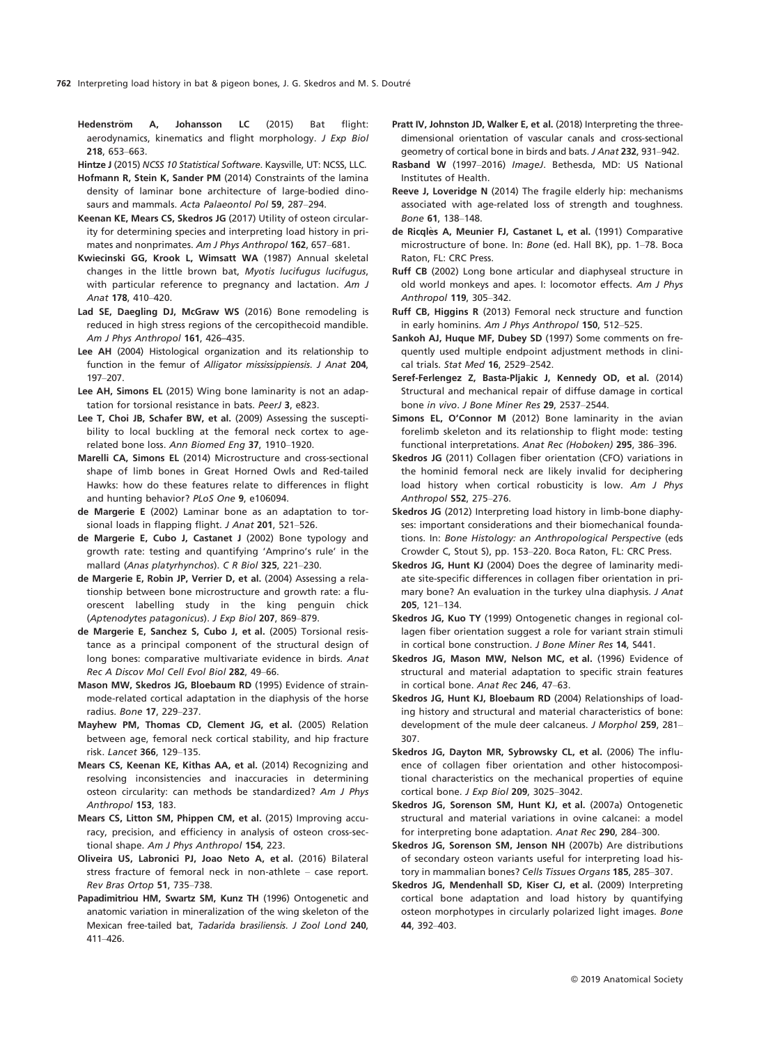**Hedenström A, Johansson LC** (2015) Bat flight: aerodynamics, kinematics and flight morphology. *J Exp Biol* **218**, 653–663.

**Hintze J** (2015) *NCSS 10 Statistical Software*. Kaysville, UT: NCSS, LLC.

**Hofmann R, Stein K, Sander PM** (2014) Constraints of the lamina density of laminar bone architecture of large-bodied dinosaurs and mammals. *Acta Palaeontol Pol* **59**, 287–294.

**Keenan KE, Mears CS, Skedros JG** (2017) Utility of osteon circularity for determining species and interpreting load history in primates and nonprimates. *Am J Phys Anthropol* **162**, 657–681.

**Kwiecinski GG, Krook L, Wimsatt WA** (1987) Annual skeletal changes in the little brown bat, *Myotis lucifugus lucifugus*, with particular reference to pregnancy and lactation. *Am J Anat* **178**, 410–420.

**Lad SE, Daegling DJ, McGraw WS** (2016) Bone remodeling is reduced in high stress regions of the cercopithecoid mandible. *Am J Phys Anthropol* **161**, 426–435.

**Lee AH** (2004) Histological organization and its relationship to function in the femur of *Alligator mississippiensis*. *J Anat* **204**, 197–207.

**Lee AH, Simons EL** (2015) Wing bone laminarity is not an adaptation for torsional resistance in bats. *PeerJ* **3**, e823.

**Lee T, Choi JB, Schafer BW, et al.** (2009) Assessing the susceptibility to local buckling at the femoral neck cortex to age-related bone loss. *Ann Biomed Eng* **37**, 1910–1920.

**Marelli CA, Simons EL** (2014) Microstructure and cross-sectional shape of limb bones in Great Horned Owls and Red-tailed Hawks: how do these features relate to differences in flight and hunting behavior? *PLoS One* **9**, e106094.

**de Margerie E** (2002) Laminar bone as an adaptation to torsional loads in flapping flight. *J Anat* **201**, 521–526.

**de Margerie E, Cubo J, Castanet J** (2002) Bone typology and growth rate: testing and quantifying 'Amprino's rule' in the mallard (*Anas platyrhynchos*). *C R Biol* **325**, 221–230.

**de Margerie E, Robin JP, Verrier D, et al.** (2004) Assessing a relationship between bone microstructure and growth rate: a fluorescent labelling study in the king penguin chick (*Aptenodytes patagonicus*). *J Exp Biol* **207**, 869–879.

**de Margerie E, Sanchez S, Cubo J, et al.** (2005) Torsional resistance as a principal component of the structural design of long bones: comparative multivariate evidence in birds. *Anat Rec A Discov Mol Cell Evol Biol* **282**, 49–66.

**Mason MW, Skedros JG, Bloebaum RD** (1995) Evidence of strain-mode-related cortical adaptation in the diaphysis of the horse radius. *Bone* **17**, 229–237.

**Mayhew PM, Thomas CD, Clement JG, et al.** (2005) Relation between age, femoral neck cortical stability, and hip fracture risk. *Lancet* **366**, 129–135.

**Mears CS, Keenan KE, Kithas AA, et al.** (2014) Recognizing and resolving inconsistencies and inaccuracies in determining osteon circularity: can methods be standardized? *Am J Phys Anthropol* **153**, 183.

**Mears CS, Litton SM, Phippen CM, et al.** (2015) Improving accuracy, precision, and efficiency in analysis of osteon cross-sectional shape. *Am J Phys Anthropol* **154**, 223.

**Oliveira US, Labronici PJ, Joao Neto A, et al.** (2016) Bilateral stress fracture of femoral neck in non-athlete – case report. *Rev Bras Ortop* **51**, 735–738.

**Papadimitriou HM, Swartz SM, Kunz TH** (1996) Ontogenetic and anatomic variation in mineralization of the wing skeleton of the Mexican free-tailed bat, *Tadarida brasiliensis*. *J Zool Lond* **240**, 411–426.

**Pratt IV, Johnston JD, Walker E, et al.** (2018) Interpreting the three-dimensional orientation of vascular canals and cross-sectional geometry of cortical bone in birds and bats. *J Anat* **232**, 931–942.

**Rasband W** (1997–2016) *ImageJ*. Bethesda, MD: US National Institutes of Health.

**Reeve J, Loveridge N** (2014) The fragile elderly hip: mechanisms associated with age-related loss of strength and toughness. *Bone* **61**, 138–148.

**de Ricqlès A, Meunier FJ, Castanet L, et al.** (1991) Comparative microstructure of bone. In: *Bone* (ed. Hall BK), pp. 1–78. Boca Raton, FL: CRC Press.

**Ruff CB** (2002) Long bone articular and diaphyseal structure in old world monkeys and apes. I: locomotor effects. *Am J Phys Anthropol* **119**, 305–342.

**Ruff CB, Higgins R** (2013) Femoral neck structure and function in early hominins. *Am J Phys Anthropol* **150**, 512–525.

**Sankoh AJ, Huque MF, Dubey SD** (1997) Some comments on frequently used multiple endpoint adjustment methods in clinical trials. *Stat Med* **16**, 2529–2542.

**Seref-Ferlengez Z, Basta-Pljakic J, Kennedy OD, et al.** (2014) Structural and mechanical repair of diffuse damage in cortical bone *in vivo*. *J Bone Miner Res* **29**, 2537–2544.

**Simons EL, O'Connor M** (2012) Bone laminarity in the avian forelimb skeleton and its relationship to flight mode: testing functional interpretations. *Anat Rec (Hoboken)* **295**, 386–396.

**Skedros JG** (2011) Collagen fiber orientation (CFO) variations in the hominid femoral neck are likely invalid for deciphering load history when cortical robusticity is low. *Am J Phys Anthropol* **S52**, 275–276.

**Skedros JG** (2012) Interpreting load history in limb-bone diaphyses: important considerations and their biomechanical foundations. In: *Bone Histology: an Anthropological Perspective* (eds Crowder C, Stout S), pp. 153–220. Boca Raton, FL: CRC Press.

**Skedros JG, Hunt KJ** (2004) Does the degree of laminarity mediate site-specific differences in collagen fiber orientation in primary bone? An evaluation in the turkey ulna diaphysis. *J Anat* **205**, 121–134.

**Skedros JG, Kuo TY** (1999) Ontogenetic changes in regional collagen fiber orientation suggest a role for variant strain stimuli in cortical bone construction. *J Bone Miner Res* **14**, S441.

**Skedros JG, Mason MW, Nelson MC, et al.** (1996) Evidence of structural and material adaptation to specific strain features in cortical bone. *Anat Rec* **246**, 47–63.

**Skedros JG, Hunt KJ, Bloebaum RD** (2004) Relationships of loading history and structural and material characteristics of bone: development of the mule deer calcaneus. *J Morphol* **259**, 281–307.

**Skedros JG, Dayton MR, Sybrowsky CL, et al.** (2006) The influence of collagen fiber orientation and other histocompositional characteristics on the mechanical properties of equine cortical bone. *J Exp Biol* **209**, 3025–3042.

**Skedros JG, Sorenson SM, Hunt KJ, et al.** (2007a) Ontogenetic structural and material variations in ovine calcanei: a model for interpreting bone adaptation. *Anat Rec* **290**, 284–300.

**Skedros JG, Sorenson SM, Jenson NH** (2007b) Are distributions of secondary osteon variants useful for interpreting load history in mammalian bones? *Cells Tissues Organs* **185**, 285–307.

**Skedros JG, Mendenhall SD, Kiser CJ, et al.** (2009) Interpreting cortical bone adaptation and load history by quantifying osteon morphotypes in circularly polarized light images. *Bone* **44**, 392–403.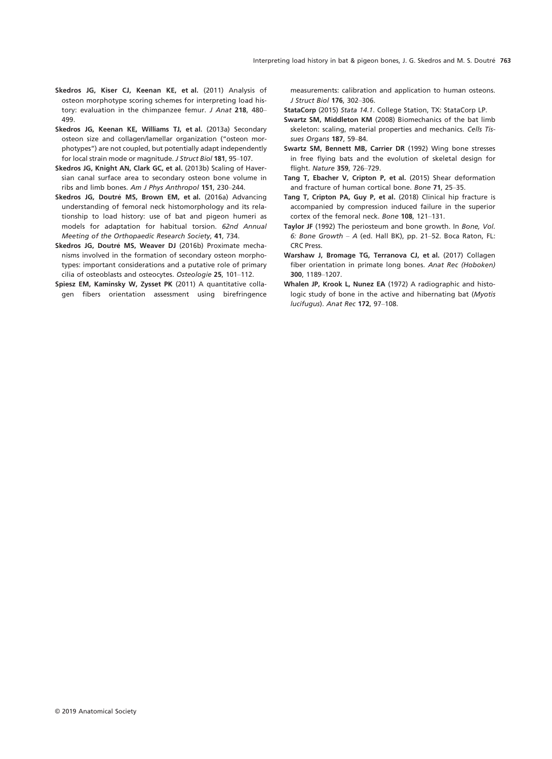**Skedros JG, Kiser CJ, Keenan KE, et al.** (2011) Analysis of osteon morphotype scoring schemes for interpreting load history: evaluation in the chimpanzee femur. *J Anat* **218**, 480–499.

**Skedros JG, Keenan KE, Williams TJ, et al.** (2013a) Secondary osteon size and collagen/lamellar organization ("osteon morphotypes") are not coupled, but potentially adapt independently for local strain mode or magnitude. *J Struct Biol* **181**, 95–107.

**Skedros JG, Knight AN, Clark GC, et al.** (2013b) Scaling of Haversian canal surface area to secondary osteon bone volume in ribs and limb bones. *Am J Phys Anthropol* **151**, 230–244.

**Skedros JG, Doutré MS, Brown EM, et al.** (2016a) Advancing understanding of femoral neck histomorphology and its relationship to load history: use of bat and pigeon humeri as models for adaptation for habitual torsion. *62nd Annual Meeting of the Orthopaedic Research Society*, **41**, 734.

**Skedros JG, Doutré MS, Weaver DJ** (2016b) Proximate mechanisms involved in the formation of secondary osteon morphotypes: important considerations and a putative role of primary cilia of osteoblasts and osteocytes. *Osteologie* **25**, 101–112.

**Spiesz EM, Kaminsky W, Zysset PK** (2011) A quantitative collagen fibers orientation assessment using birefringence measurements: calibration and application to human osteons. *J Struct Biol* **176**, 302–306.

**StataCorp** (2015) *Stata 14.1*. College Station, TX: StataCorp LP.

**Swartz SM, Middleton KM** (2008) Biomechanics of the bat limb skeleton: scaling, material properties and mechanics. *Cells Tissues Organs* **187**, 59–84.

**Swartz SM, Bennett MB, Carrier DR** (1992) Wing bone stresses in free flying bats and the evolution of skeletal design for flight. *Nature* **359**, 726–729.

**Tang T, Ebacher V, Cripton P, et al.** (2015) Shear deformation and fracture of human cortical bone. *Bone* **71**, 25–35.

**Tang T, Cripton PA, Guy P, et al.** (2018) Clinical hip fracture is accompanied by compression induced failure in the superior cortex of the femoral neck. *Bone* **108**, 121–131.

**Taylor JF** (1992) The periosteum and bone growth. In *Bone, Vol. 6: Bone Growth – A* (ed. Hall BK), pp. 21–52. Boca Raton, FL: CRC Press.

**Warshaw J, Bromage TG, Terranova CJ, et al.** (2017) Collagen fiber orientation in primate long bones. *Anat Rec (Hoboken)* **300**, 1189–1207.

**Whalen JP, Krook L, Nunez EA** (1972) A radiographic and histologic study of bone in the active and hibernating bat (*Myotis lucifugus*). *Anat Rec* **172**, 97–108.

© 2019 Anatomical Society